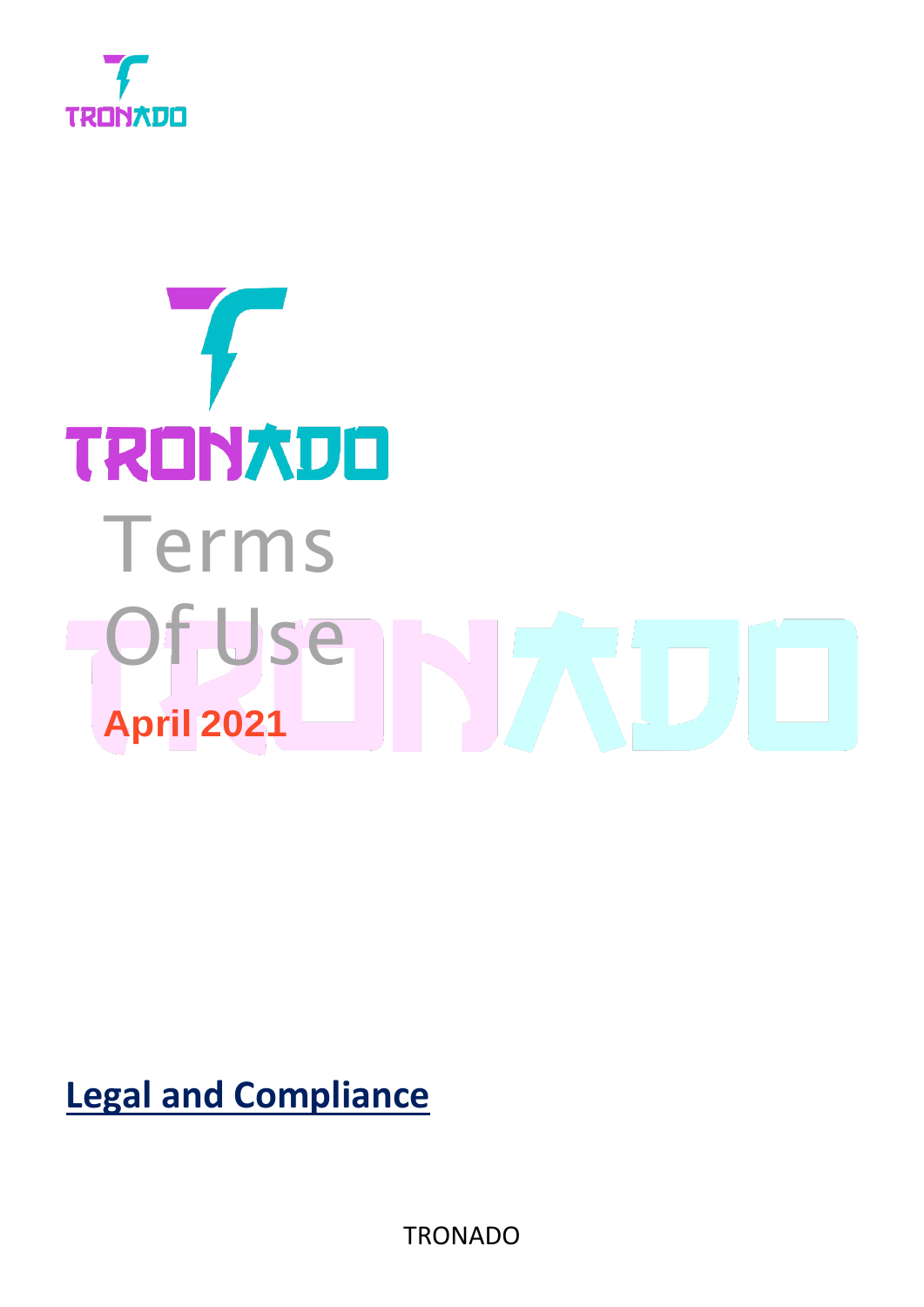# Terms Of Use

**April 2021**

## Legal and Compliance

TRONADO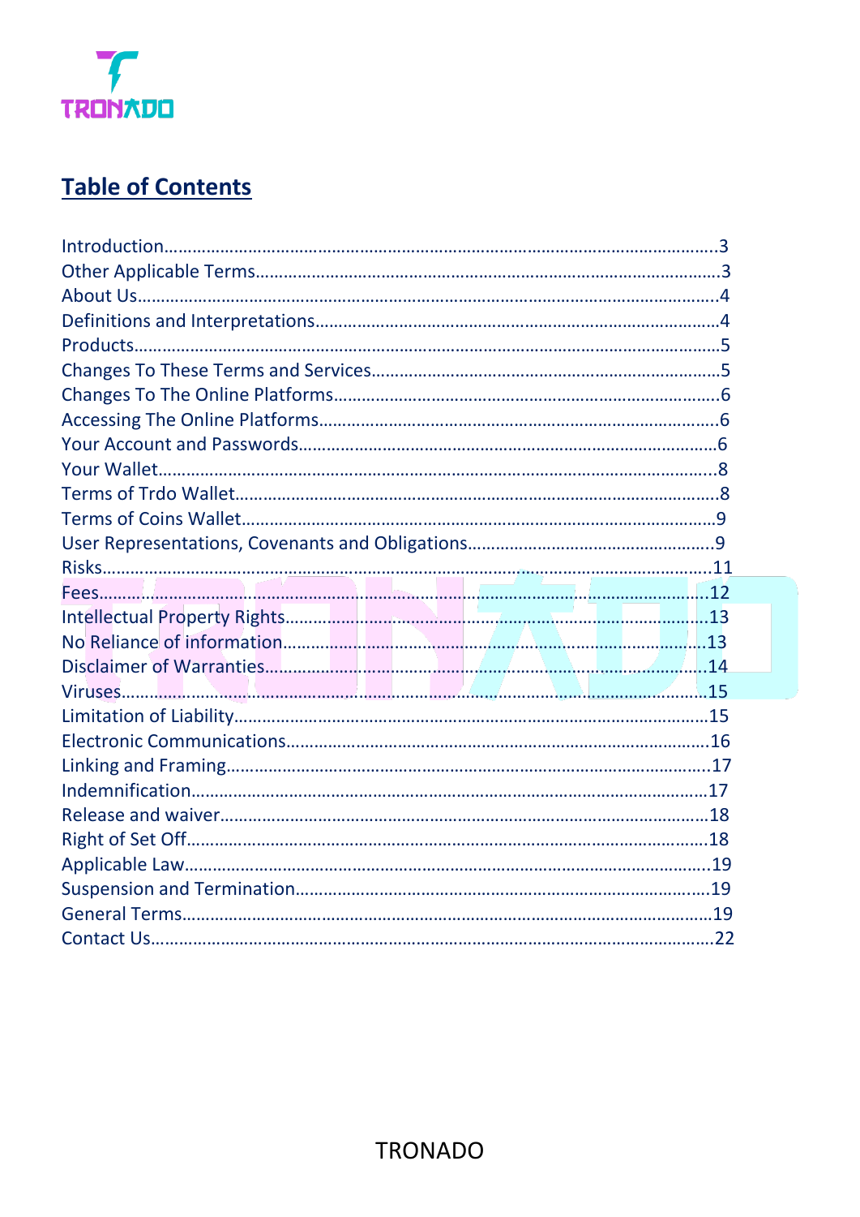## Table of Contents

Introduction........................................................................................................3
Other Applicable Terms.......................................................................................3
About Us..............................................................................................................4
Definitions and Interpretations.............................................................................4
Products...............................................................................................................5
Changes To These Terms and Services................................................................5
Changes To The Online Platforms........................................................................6
Accessing The Online Platforms..........................................................................6
Your Account and Passwords...............................................................................6
Your Wallet..........................................................................................................8
Terms of Trdo Wallet............................................................................................8
Terms of Coins Wallet..........................................................................................9
User Representations, Covenants and Obligations...............................................9
Risks...................................................................................................................11
Fees....................................................................................................................12
Intellectual Property Rights................................................................................13
No Reliance of information.................................................................................13
Disclaimer of Warranties.....................................................................................14
Viruses................................................................................................................15
Limitation of Liability..........................................................................................15
Electronic Communications.................................................................................16
Linking and Framing............................................................................................17
Indemnification....................................................................................................17
Release and waiver..............................................................................................18
Right of Set Off....................................................................................................18
Applicable Law.....................................................................................................19
Suspension and Termination...............................................................................19
General Terms......................................................................................................19
Contact Us............................................................................................................22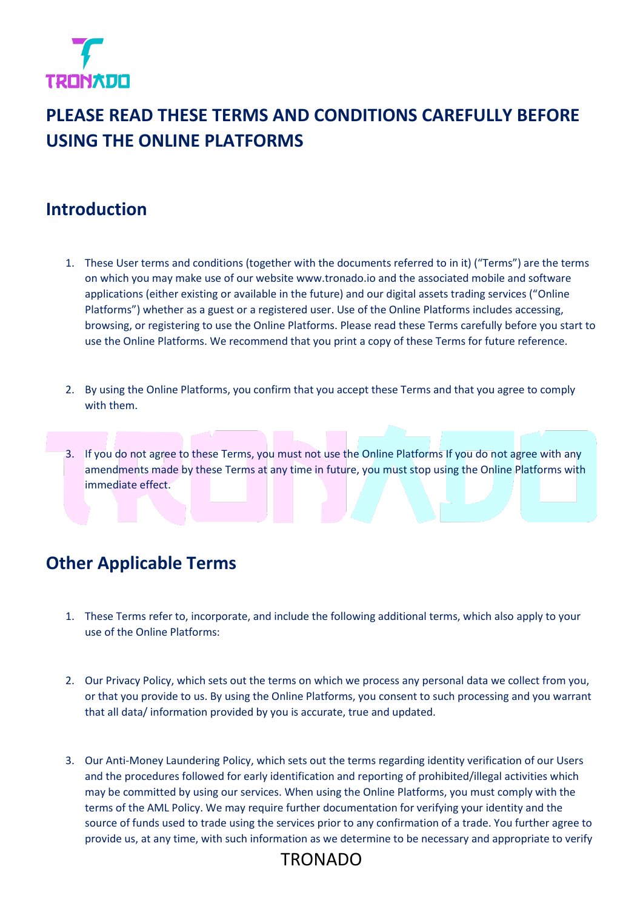# PLEASE READ THESE TERMS AND CONDITIONS CAREFULLY BEFORE USING THE ONLINE PLATFORMS

## Introduction

1. These User terms and conditions (together with the documents referred to in it) ("Terms") are the terms on which you may make use of our website www.tronado.io and the associated mobile and software applications (either existing or available in the future) and our digital assets trading services ("Online Platforms") whether as a guest or a registered user. Use of the Online Platforms includes accessing, browsing, or registering to use the Online Platforms. Please read these Terms carefully before you start to use the Online Platforms. We recommend that you print a copy of these Terms for future reference.

2. By using the Online Platforms, you confirm that you accept these Terms and that you agree to comply with them.

3. If you do not agree to these Terms, you must not use the Online Platforms If you do not agree with any amendments made by these Terms at any time in future, you must stop using the Online Platforms with immediate effect.

## Other Applicable Terms

1. These Terms refer to, incorporate, and include the following additional terms, which also apply to your use of the Online Platforms:

2. Our Privacy Policy, which sets out the terms on which we process any personal data we collect from you, or that you provide to us. By using the Online Platforms, you consent to such processing and you warrant that all data/ information provided by you is accurate, true and updated.

3. Our Anti-Money Laundering Policy, which sets out the terms regarding identity verification of our Users and the procedures followed for early identification and reporting of prohibited/illegal activities which may be committed by using our services. When using the Online Platforms, you must comply with the terms of the AML Policy. We may require further documentation for verifying your identity and the source of funds used to trade using the services prior to any confirmation of a trade. You further agree to provide us, at any time, with such information as we determine to be necessary and appropriate to verify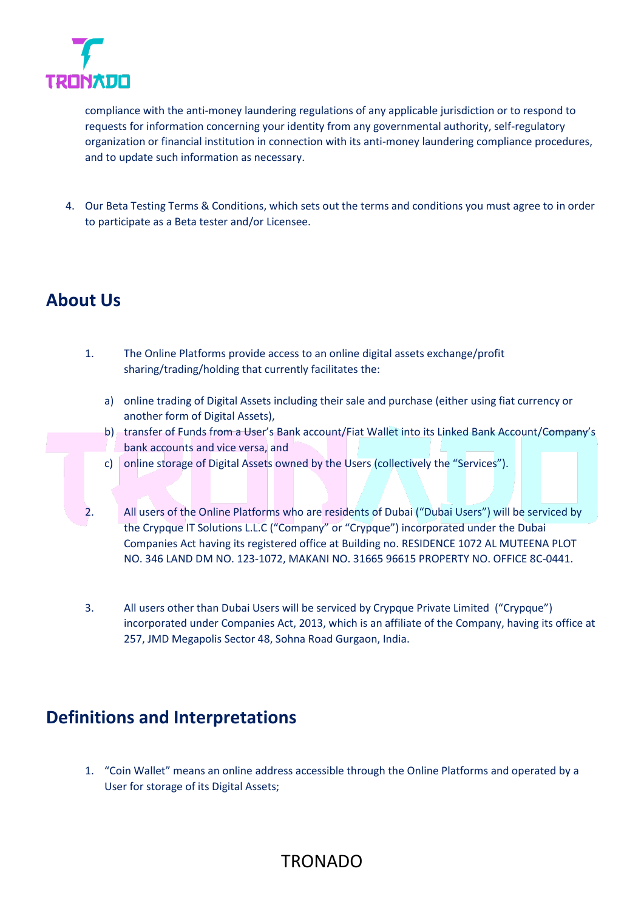compliance with the anti-money laundering regulations of any applicable jurisdiction or to respond to requests for information concerning your identity from any governmental authority, self-regulatory organization or financial institution in connection with its anti-money laundering compliance procedures, and to update such information as necessary.

4. Our Beta Testing Terms & Conditions, which sets out the terms and conditions you must agree to in order to participate as a Beta tester and/or Licensee.

## About Us

1. The Online Platforms provide access to an online digital assets exchange/profit sharing/trading/holding that currently facilitates the:

   a) online trading of Digital Assets including their sale and purchase (either using fiat currency or another form of Digital Assets),

   b) transfer of Funds from a User's Bank account/Fiat Wallet into its Linked Bank Account/Company's bank accounts and vice versa, and

   c) online storage of Digital Assets owned by the Users (collectively the "Services").

2. All users of the Online Platforms who are residents of Dubai ("Dubai Users") will be serviced by the Crypque IT Solutions L.L.C ("Company" or "Crypque") incorporated under the Dubai Companies Act having its registered office at Building no. RESIDENCE 1072 AL MUTEENA PLOT NO. 346 LAND DM NO. 123-1072, MAKANI NO. 31665 96615 PROPERTY NO. OFFICE 8C-0441.

3. All users other than Dubai Users will be serviced by Crypque Private Limited ("Crypque") incorporated under Companies Act, 2013, which is an affiliate of the Company, having its office at 257, JMD Megapolis Sector 48, Sohna Road Gurgaon, India.

## Definitions and Interpretations

1. "Coin Wallet" means an online address accessible through the Online Platforms and operated by a User for storage of its Digital Assets;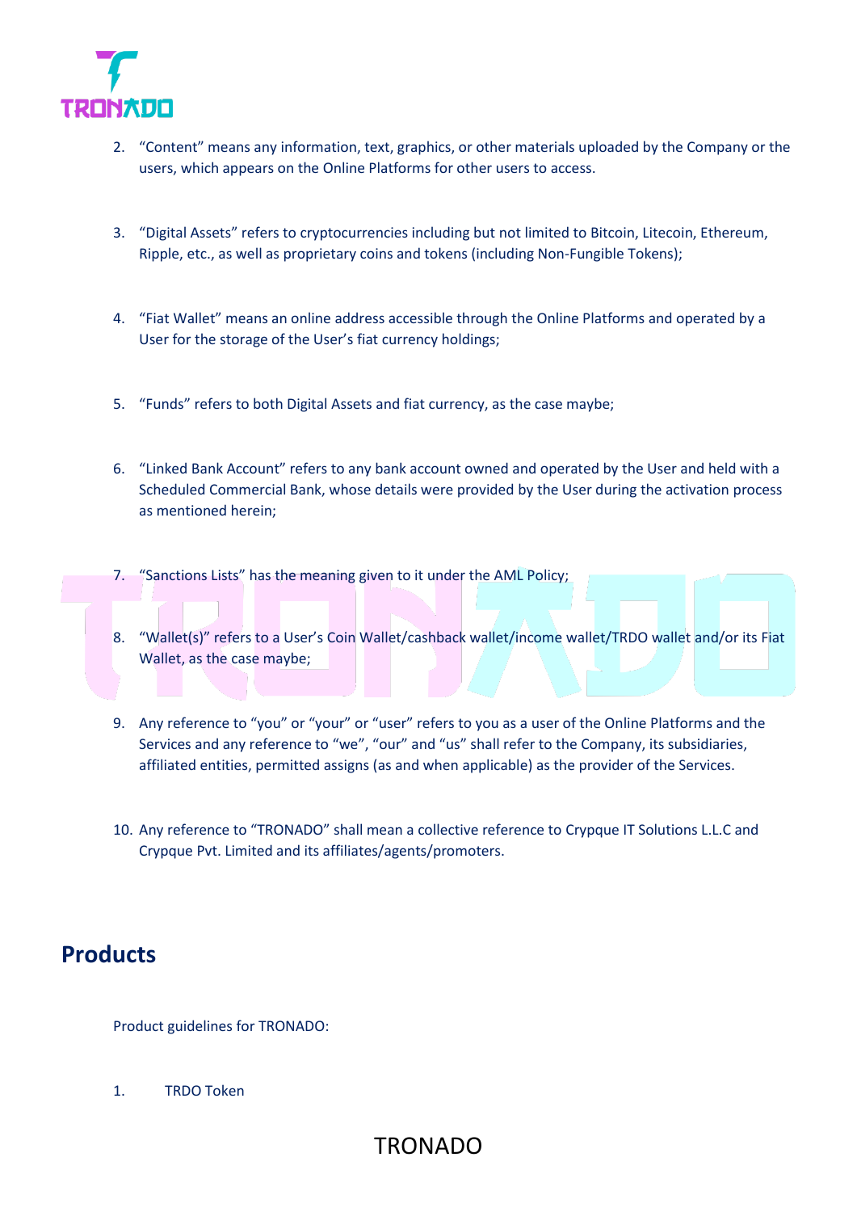2. “Content” means any information, text, graphics, or other materials uploaded by the Company or the users, which appears on the Online Platforms for other users to access.

3. “Digital Assets” refers to cryptocurrencies including but not limited to Bitcoin, Litecoin, Ethereum, Ripple, etc., as well as proprietary coins and tokens (including Non-Fungible Tokens);

4. “Fiat Wallet” means an online address accessible through the Online Platforms and operated by a User for the storage of the User’s fiat currency holdings;

5. “Funds” refers to both Digital Assets and fiat currency, as the case maybe;

6. “Linked Bank Account” refers to any bank account owned and operated by the User and held with a Scheduled Commercial Bank, whose details were provided by the User during the activation process as mentioned herein;

7. “Sanctions Lists” has the meaning given to it under the AML Policy;

8. “Wallet(s)” refers to a User’s Coin Wallet/cashback wallet/income wallet/TRDO wallet and/or its Fiat Wallet, as the case maybe;

9. Any reference to “you” or “your” or “user” refers to you as a user of the Online Platforms and the Services and any reference to “we”, “our” and “us” shall refer to the Company, its subsidiaries, affiliated entities, permitted assigns (as and when applicable) as the provider of the Services.

10. Any reference to “TRONADO” shall mean a collective reference to Crypque IT Solutions L.L.C and Crypque Pvt. Limited and its affiliates/agents/promoters.

## Products

Product guidelines for TRONADO:

1. TRDO Token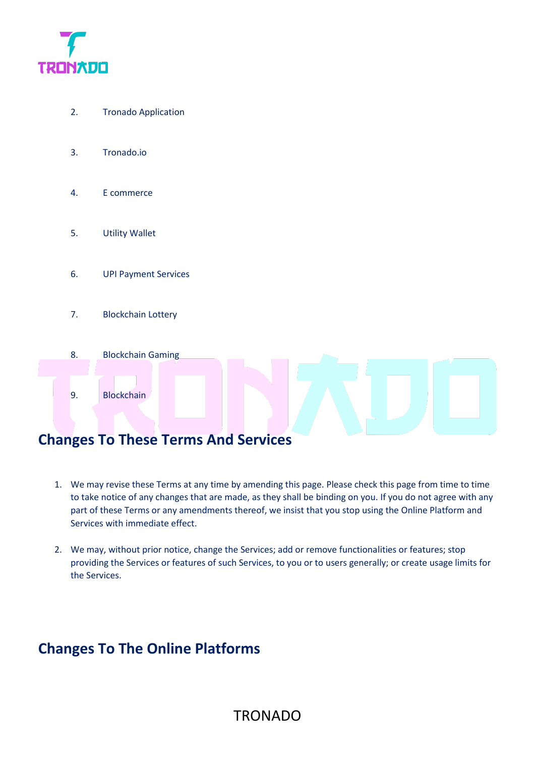2. Tronado Application
3. Tronado.io
4. E commerce
5. Utility Wallet
6. UPI Payment Services
7. Blockchain Lottery
8. Blockchain Gaming
9. Blockchain

## Changes To These Terms And Services

1. We may revise these Terms at any time by amending this page. Please check this page from time to time to take notice of any changes that are made, as they shall be binding on you. If you do not agree with any part of these Terms or any amendments thereof, we insist that you stop using the Online Platform and Services with immediate effect.
2. We may, without prior notice, change the Services; add or remove functionalities or features; stop providing the Services or features of such Services, to you or to users generally; or create usage limits for the Services.

## Changes To The Online Platforms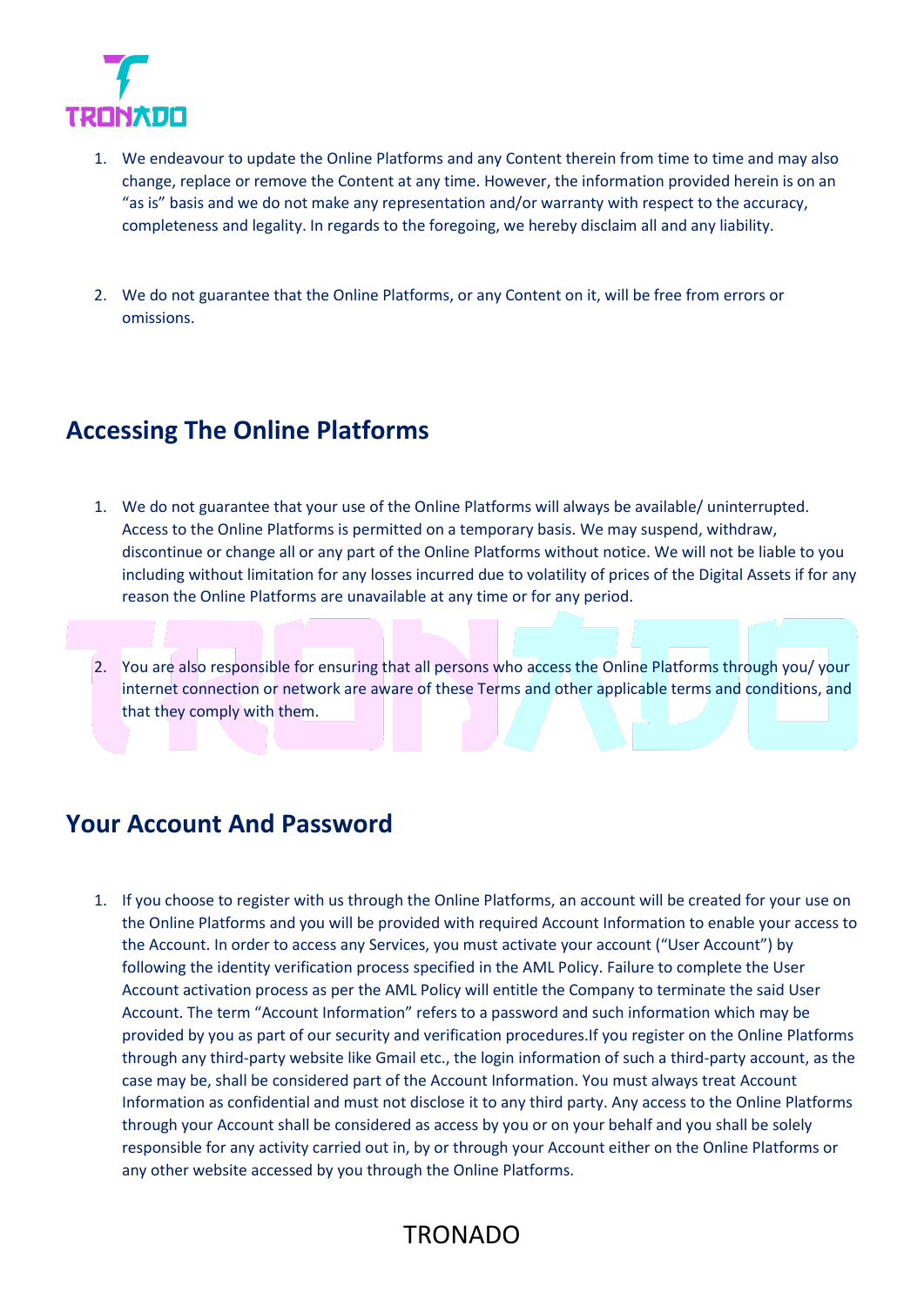1. We endeavour to update the Online Platforms and any Content therein from time to time and may also change, replace or remove the Content at any time. However, the information provided herein is on an "as is" basis and we do not make any representation and/or warranty with respect to the accuracy, completeness and legality. In regards to the foregoing, we hereby disclaim all and any liability.

2. We do not guarantee that the Online Platforms, or any Content on it, will be free from errors or omissions.

## Accessing The Online Platforms

1. We do not guarantee that your use of the Online Platforms will always be available/ uninterrupted. Access to the Online Platforms is permitted on a temporary basis. We may suspend, withdraw, discontinue or change all or any part of the Online Platforms without notice. We will not be liable to you including without limitation for any losses incurred due to volatility of prices of the Digital Assets if for any reason the Online Platforms are unavailable at any time or for any period.

2. You are also responsible for ensuring that all persons who access the Online Platforms through you/ your internet connection or network are aware of these Terms and other applicable terms and conditions, and that they comply with them.

## Your Account And Password

1. If you choose to register with us through the Online Platforms, an account will be created for your use on the Online Platforms and you will be provided with required Account Information to enable your access to the Account. In order to access any Services, you must activate your account ("User Account") by following the identity verification process specified in the AML Policy. Failure to complete the User Account activation process as per the AML Policy will entitle the Company to terminate the said User Account. The term "Account Information" refers to a password and such information which may be provided by you as part of our security and verification procedures.If you register on the Online Platforms through any third-party website like Gmail etc., the login information of such a third-party account, as the case may be, shall be considered part of the Account Information. You must always treat Account Information as confidential and must not disclose it to any third party. Any access to the Online Platforms through your Account shall be considered as access by you or on your behalf and you shall be solely responsible for any activity carried out in, by or through your Account either on the Online Platforms or any other website accessed by you through the Online Platforms.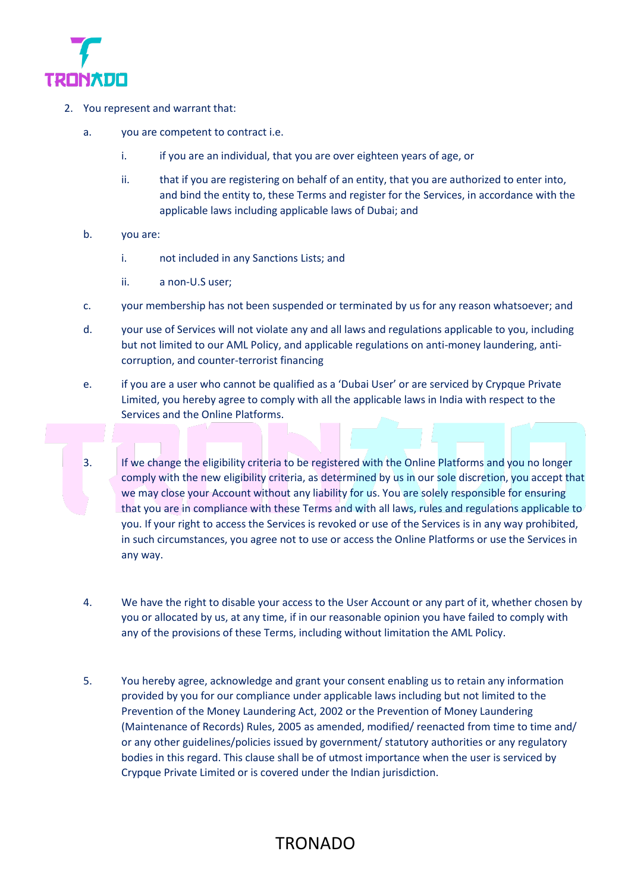2. You represent and warrant that:

   a. you are competent to contract i.e.

      i. if you are an individual, that you are over eighteen years of age, or

      ii. that if you are registering on behalf of an entity, that you are authorized to enter into, and bind the entity to, these Terms and register for the Services, in accordance with the applicable laws including applicable laws of Dubai; and

   b. you are:

      i. not included in any Sanctions Lists; and

      ii. a non-U.S user;

   c. your membership has not been suspended or terminated by us for any reason whatsoever; and

   d. your use of Services will not violate any and all laws and regulations applicable to you, including but not limited to our AML Policy, and applicable regulations on anti-money laundering, anti-corruption, and counter-terrorist financing

   e. if you are a user who cannot be qualified as a 'Dubai User' or are serviced by Crypque Private Limited, you hereby agree to comply with all the applicable laws in India with respect to the Services and the Online Platforms.

3. If we change the eligibility criteria to be registered with the Online Platforms and you no longer comply with the new eligibility criteria, as determined by us in our sole discretion, you accept that we may close your Account without any liability for us. You are solely responsible for ensuring that you are in compliance with these Terms and with all laws, rules and regulations applicable to you. If your right to access the Services is revoked or use of the Services is in any way prohibited, in such circumstances, you agree not to use or access the Online Platforms or use the Services in any way.

4. We have the right to disable your access to the User Account or any part of it, whether chosen by you or allocated by us, at any time, if in our reasonable opinion you have failed to comply with any of the provisions of these Terms, including without limitation the AML Policy.

5. You hereby agree, acknowledge and grant your consent enabling us to retain any information provided by you for our compliance under applicable laws including but not limited to the Prevention of the Money Laundering Act, 2002 or the Prevention of Money Laundering (Maintenance of Records) Rules, 2005 as amended, modified/ reenacted from time to time and/ or any other guidelines/policies issued by government/ statutory authorities or any regulatory bodies in this regard. This clause shall be of utmost importance when the user is serviced by Crypque Private Limited or is covered under the Indian jurisdiction.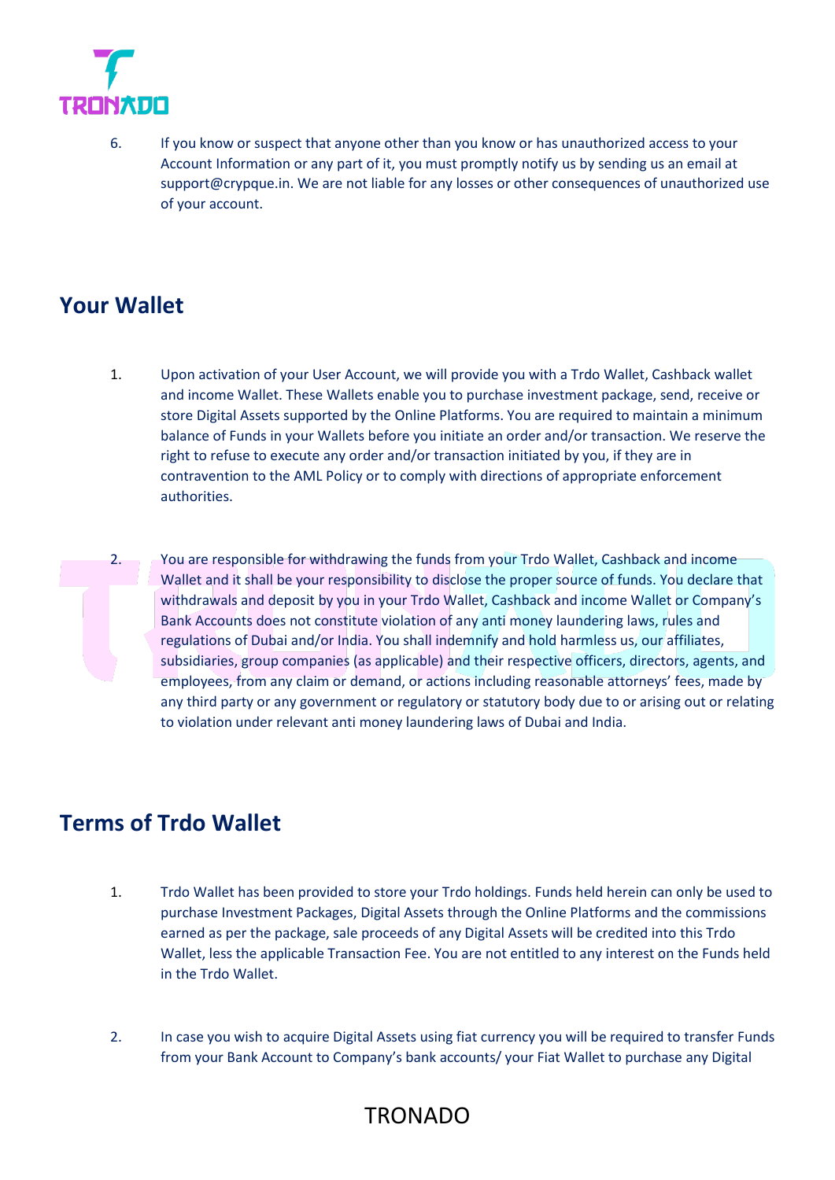6. If you know or suspect that anyone other than you know or has unauthorized access to your Account Information or any part of it, you must promptly notify us by sending us an email at support@crypque.in. We are not liable for any losses or other consequences of unauthorized use of your account.

## Your Wallet

1. Upon activation of your User Account, we will provide you with a Trdo Wallet, Cashback wallet and income Wallet. These Wallets enable you to purchase investment package, send, receive or store Digital Assets supported by the Online Platforms. You are required to maintain a minimum balance of Funds in your Wallets before you initiate an order and/or transaction. We reserve the right to refuse to execute any order and/or transaction initiated by you, if they are in contravention to the AML Policy or to comply with directions of appropriate enforcement authorities.

2. You are responsible for withdrawing the funds from your Trdo Wallet, Cashback and income Wallet and it shall be your responsibility to disclose the proper source of funds. You declare that withdrawals and deposit by you in your Trdo Wallet, Cashback and income Wallet or Company's Bank Accounts does not constitute violation of any anti money laundering laws, rules and regulations of Dubai and/or India. You shall indemnify and hold harmless us, our affiliates, subsidiaries, group companies (as applicable) and their respective officers, directors, agents, and employees, from any claim or demand, or actions including reasonable attorneys' fees, made by any third party or any government or regulatory or statutory body due to or arising out or relating to violation under relevant anti money laundering laws of Dubai and India.

## Terms of Trdo Wallet

1. Trdo Wallet has been provided to store your Trdo holdings. Funds held herein can only be used to purchase Investment Packages, Digital Assets through the Online Platforms and the commissions earned as per the package, sale proceeds of any Digital Assets will be credited into this Trdo Wallet, less the applicable Transaction Fee. You are not entitled to any interest on the Funds held in the Trdo Wallet.

2. In case you wish to acquire Digital Assets using fiat currency you will be required to transfer Funds from your Bank Account to Company's bank accounts/ your Fiat Wallet to purchase any Digital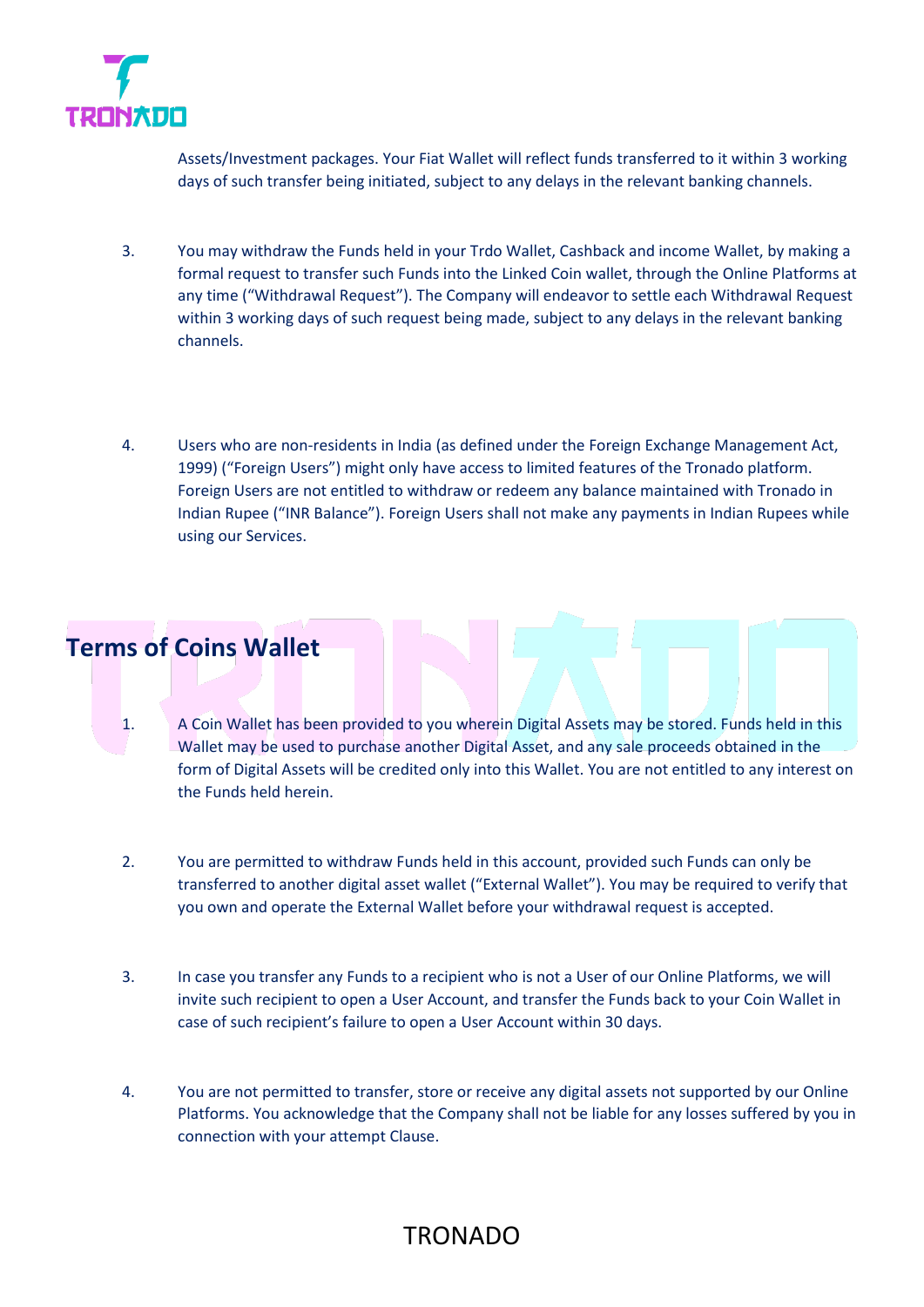Assets/Investment packages. Your Fiat Wallet will reflect funds transferred to it within 3 working days of such transfer being initiated, subject to any delays in the relevant banking channels.

3. You may withdraw the Funds held in your Trdo Wallet, Cashback and income Wallet, by making a formal request to transfer such Funds into the Linked Coin wallet, through the Online Platforms at any time (“Withdrawal Request”). The Company will endeavor to settle each Withdrawal Request within 3 working days of such request being made, subject to any delays in the relevant banking channels.

4. Users who are non-residents in India (as defined under the Foreign Exchange Management Act, 1999) (“Foreign Users”) might only have access to limited features of the Tronado platform. Foreign Users are not entitled to withdraw or redeem any balance maintained with Tronado in Indian Rupee (“INR Balance”). Foreign Users shall not make any payments in Indian Rupees while using our Services.

## Terms of Coins Wallet

1. A Coin Wallet has been provided to you wherein Digital Assets may be stored. Funds held in this Wallet may be used to purchase another Digital Asset, and any sale proceeds obtained in the form of Digital Assets will be credited only into this Wallet. You are not entitled to any interest on the Funds held herein.

2. You are permitted to withdraw Funds held in this account, provided such Funds can only be transferred to another digital asset wallet (“External Wallet”). You may be required to verify that you own and operate the External Wallet before your withdrawal request is accepted.

3. In case you transfer any Funds to a recipient who is not a User of our Online Platforms, we will invite such recipient to open a User Account, and transfer the Funds back to your Coin Wallet in case of such recipient’s failure to open a User Account within 30 days.

4. You are not permitted to transfer, store or receive any digital assets not supported by our Online Platforms. You acknowledge that the Company shall not be liable for any losses suffered by you in connection with your attempt Clause.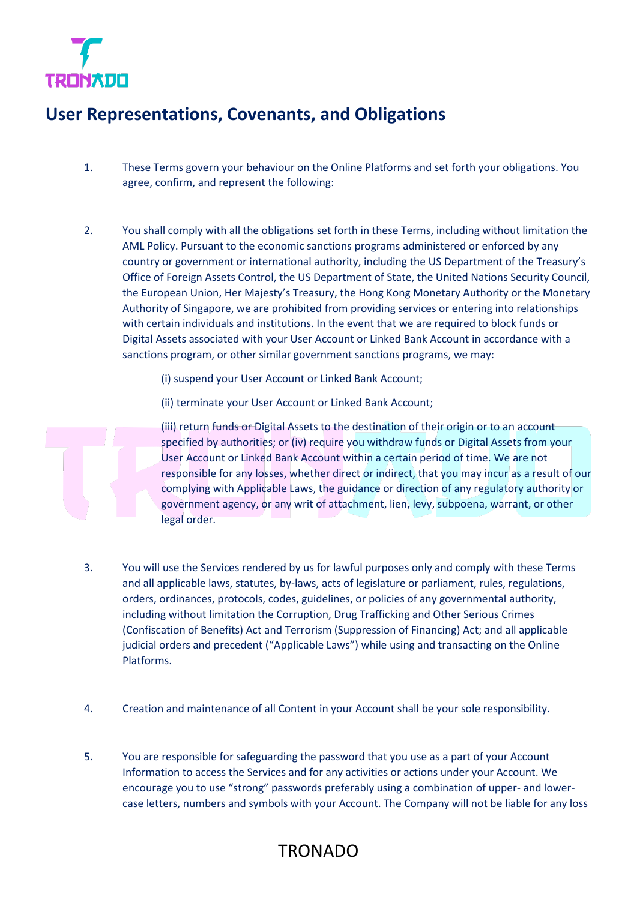## User Representations, Covenants, and Obligations

1. These Terms govern your behaviour on the Online Platforms and set forth your obligations. You agree, confirm, and represent the following:

2. You shall comply with all the obligations set forth in these Terms, including without limitation the AML Policy. Pursuant to the economic sanctions programs administered or enforced by any country or government or international authority, including the US Department of the Treasury's Office of Foreign Assets Control, the US Department of State, the United Nations Security Council, the European Union, Her Majesty's Treasury, the Hong Kong Monetary Authority or the Monetary Authority of Singapore, we are prohibited from providing services or entering into relationships with certain individuals and institutions. In the event that we are required to block funds or Digital Assets associated with your User Account or Linked Bank Account in accordance with a sanctions program, or other similar government sanctions programs, we may:

   (i) suspend your User Account or Linked Bank Account;

   (ii) terminate your User Account or Linked Bank Account;

   (iii) return funds or Digital Assets to the destination of their origin or to an account specified by authorities; or (iv) require you withdraw funds or Digital Assets from your User Account or Linked Bank Account within a certain period of time. We are not responsible for any losses, whether direct or indirect, that you may incur as a result of our complying with Applicable Laws, the guidance or direction of any regulatory authority or government agency, or any writ of attachment, lien, levy, subpoena, warrant, or other legal order.

3. You will use the Services rendered by us for lawful purposes only and comply with these Terms and all applicable laws, statutes, by-laws, acts of legislature or parliament, rules, regulations, orders, ordinances, protocols, codes, guidelines, or policies of any governmental authority, including without limitation the Corruption, Drug Trafficking and Other Serious Crimes (Confiscation of Benefits) Act and Terrorism (Suppression of Financing) Act; and all applicable judicial orders and precedent ("Applicable Laws") while using and transacting on the Online Platforms.

4. Creation and maintenance of all Content in your Account shall be your sole responsibility.

5. You are responsible for safeguarding the password that you use as a part of your Account Information to access the Services and for any activities or actions under your Account. We encourage you to use "strong" passwords preferably using a combination of upper- and lower-case letters, numbers and symbols with your Account. The Company will not be liable for any loss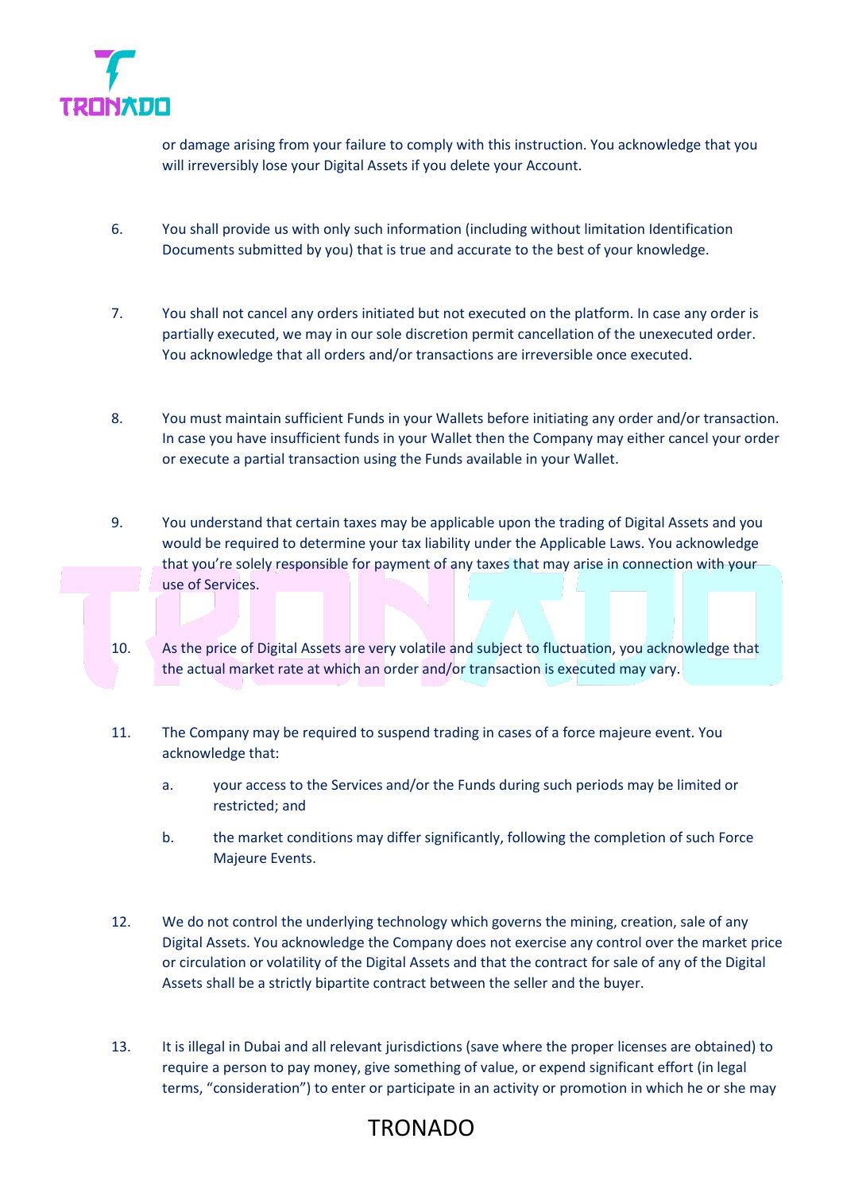or damage arising from your failure to comply with this instruction. You acknowledge that you will irreversibly lose your Digital Assets if you delete your Account.

6. You shall provide us with only such information (including without limitation Identification Documents submitted by you) that is true and accurate to the best of your knowledge.

7. You shall not cancel any orders initiated but not executed on the platform. In case any order is partially executed, we may in our sole discretion permit cancellation of the unexecuted order. You acknowledge that all orders and/or transactions are irreversible once executed.

8. You must maintain sufficient Funds in your Wallets before initiating any order and/or transaction. In case you have insufficient funds in your Wallet then the Company may either cancel your order or execute a partial transaction using the Funds available in your Wallet.

9. You understand that certain taxes may be applicable upon the trading of Digital Assets and you would be required to determine your tax liability under the Applicable Laws. You acknowledge that you're solely responsible for payment of any taxes that may arise in connection with your use of Services.

10. As the price of Digital Assets are very volatile and subject to fluctuation, you acknowledge that the actual market rate at which an order and/or transaction is executed may vary.

11. The Company may be required to suspend trading in cases of a force majeure event. You acknowledge that:

    a. your access to the Services and/or the Funds during such periods may be limited or restricted; and

    b. the market conditions may differ significantly, following the completion of such Force Majeure Events.

12. We do not control the underlying technology which governs the mining, creation, sale of any Digital Assets. You acknowledge the Company does not exercise any control over the market price or circulation or volatility of the Digital Assets and that the contract for sale of any of the Digital Assets shall be a strictly bipartite contract between the seller and the buyer.

13. It is illegal in Dubai and all relevant jurisdictions (save where the proper licenses are obtained) to require a person to pay money, give something of value, or expend significant effort (in legal terms, "consideration") to enter or participate in an activity or promotion in which he or she may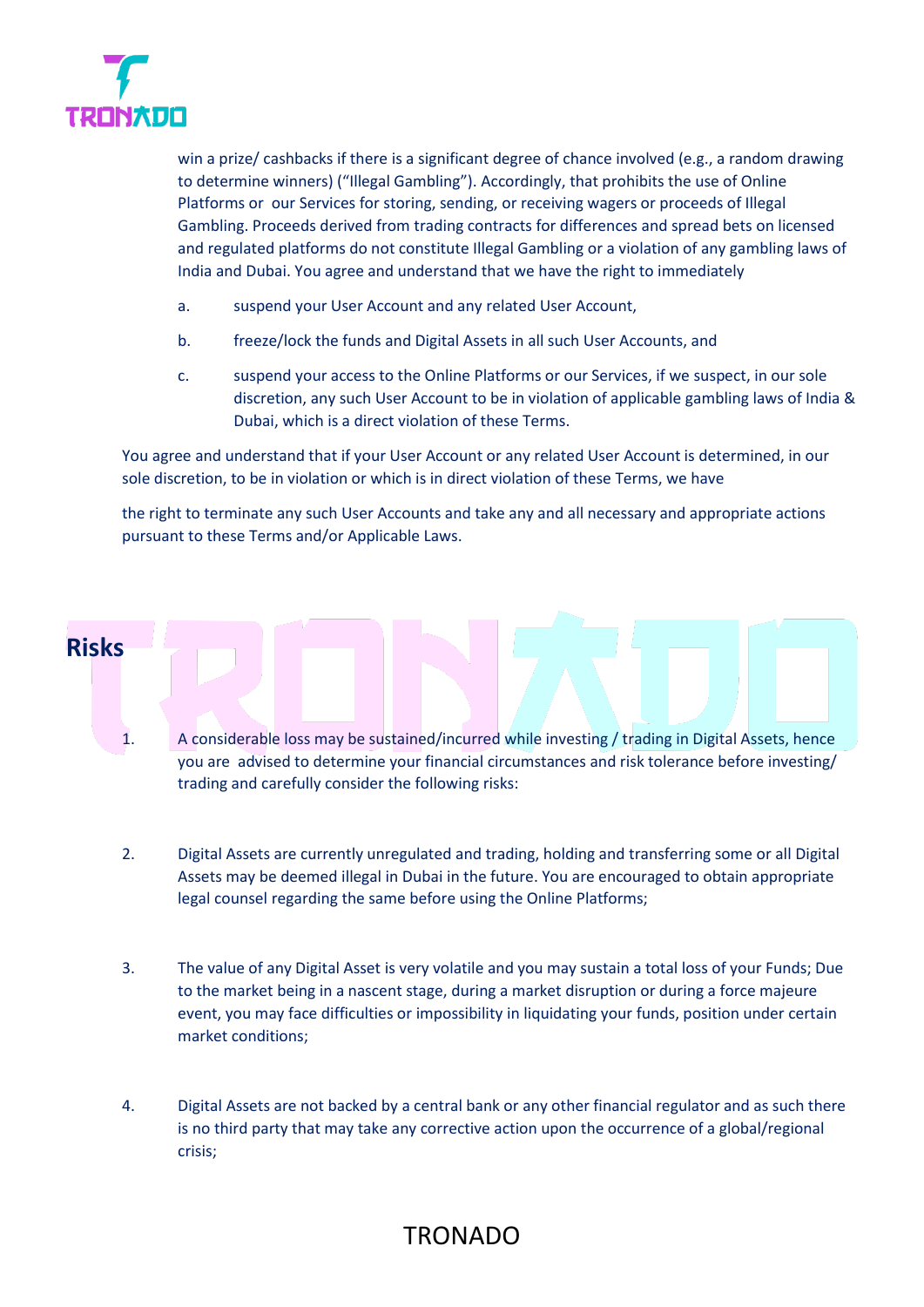win a prize/ cashbacks if there is a significant degree of chance involved (e.g., a random drawing to determine winners) ("Illegal Gambling"). Accordingly, that prohibits the use of Online Platforms or our Services for storing, sending, or receiving wagers or proceeds of Illegal Gambling. Proceeds derived from trading contracts for differences and spread bets on licensed and regulated platforms do not constitute Illegal Gambling or a violation of any gambling laws of India and Dubai. You agree and understand that we have the right to immediately

a. suspend your User Account and any related User Account,

b. freeze/lock the funds and Digital Assets in all such User Accounts, and

c. suspend your access to the Online Platforms or our Services, if we suspect, in our sole discretion, any such User Account to be in violation of applicable gambling laws of India & Dubai, which is a direct violation of these Terms.

You agree and understand that if your User Account or any related User Account is determined, in our sole discretion, to be in violation or which is in direct violation of these Terms, we have

the right to terminate any such User Accounts and take any and all necessary and appropriate actions pursuant to these Terms and/or Applicable Laws.

## Risks

1. A considerable loss may be sustained/incurred while investing / trading in Digital Assets, hence you are advised to determine your financial circumstances and risk tolerance before investing/ trading and carefully consider the following risks:

2. Digital Assets are currently unregulated and trading, holding and transferring some or all Digital Assets may be deemed illegal in Dubai in the future. You are encouraged to obtain appropriate legal counsel regarding the same before using the Online Platforms;

3. The value of any Digital Asset is very volatile and you may sustain a total loss of your Funds; Due to the market being in a nascent stage, during a market disruption or during a force majeure event, you may face difficulties or impossibility in liquidating your funds, position under certain market conditions;

4. Digital Assets are not backed by a central bank or any other financial regulator and as such there is no third party that may take any corrective action upon the occurrence of a global/regional crisis;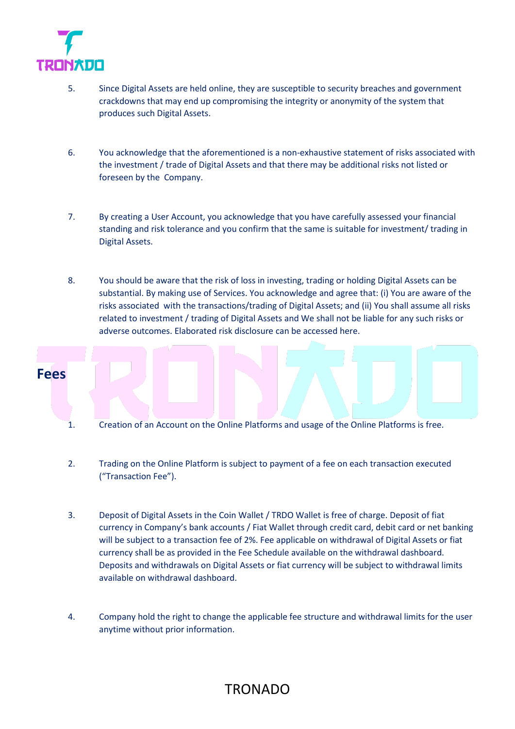5. Since Digital Assets are held online, they are susceptible to security breaches and government crackdowns that may end up compromising the integrity or anonymity of the system that produces such Digital Assets.

6. You acknowledge that the aforementioned is a non-exhaustive statement of risks associated with the investment / trade of Digital Assets and that there may be additional risks not listed or foreseen by the Company.

7. By creating a User Account, you acknowledge that you have carefully assessed your financial standing and risk tolerance and you confirm that the same is suitable for investment/ trading in Digital Assets.

8. You should be aware that the risk of loss in investing, trading or holding Digital Assets can be substantial. By making use of Services. You acknowledge and agree that: (i) You are aware of the risks associated with the transactions/trading of Digital Assets; and (ii) You shall assume all risks related to investment / trading of Digital Assets and We shall not be liable for any such risks or adverse outcomes. Elaborated risk disclosure can be accessed here.

## Fees

1. Creation of an Account on the Online Platforms and usage of the Online Platforms is free.

2. Trading on the Online Platform is subject to payment of a fee on each transaction executed ("Transaction Fee").

3. Deposit of Digital Assets in the Coin Wallet / TRDO Wallet is free of charge. Deposit of fiat currency in Company's bank accounts / Fiat Wallet through credit card, debit card or net banking will be subject to a transaction fee of 2%. Fee applicable on withdrawal of Digital Assets or fiat currency shall be as provided in the Fee Schedule available on the withdrawal dashboard. Deposits and withdrawals on Digital Assets or fiat currency will be subject to withdrawal limits available on withdrawal dashboard.

4. Company hold the right to change the applicable fee structure and withdrawal limits for the user anytime without prior information.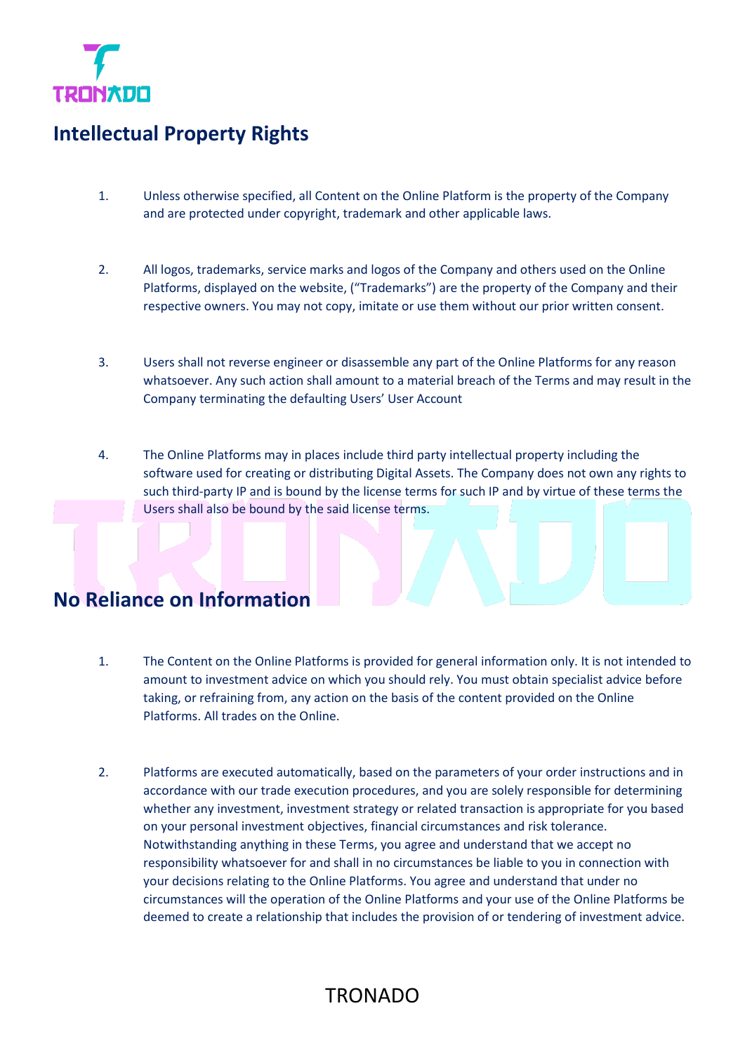## Intellectual Property Rights

1. Unless otherwise specified, all Content on the Online Platform is the property of the Company and are protected under copyright, trademark and other applicable laws.

2. All logos, trademarks, service marks and logos of the Company and others used on the Online Platforms, displayed on the website, ("Trademarks") are the property of the Company and their respective owners. You may not copy, imitate or use them without our prior written consent.

3. Users shall not reverse engineer or disassemble any part of the Online Platforms for any reason whatsoever. Any such action shall amount to a material breach of the Terms and may result in the Company terminating the defaulting Users' User Account

4. The Online Platforms may in places include third party intellectual property including the software used for creating or distributing Digital Assets. The Company does not own any rights to such third-party IP and is bound by the license terms for such IP and by virtue of these terms the Users shall also be bound by the said license terms.

## No Reliance on Information

1. The Content on the Online Platforms is provided for general information only. It is not intended to amount to investment advice on which you should rely. You must obtain specialist advice before taking, or refraining from, any action on the basis of the content provided on the Online Platforms. All trades on the Online.

2. Platforms are executed automatically, based on the parameters of your order instructions and in accordance with our trade execution procedures, and you are solely responsible for determining whether any investment, investment strategy or related transaction is appropriate for you based on your personal investment objectives, financial circumstances and risk tolerance. Notwithstanding anything in these Terms, you agree and understand that we accept no responsibility whatsoever for and shall in no circumstances be liable to you in connection with your decisions relating to the Online Platforms. You agree and understand that under no circumstances will the operation of the Online Platforms and your use of the Online Platforms be deemed to create a relationship that includes the provision of or tendering of investment advice.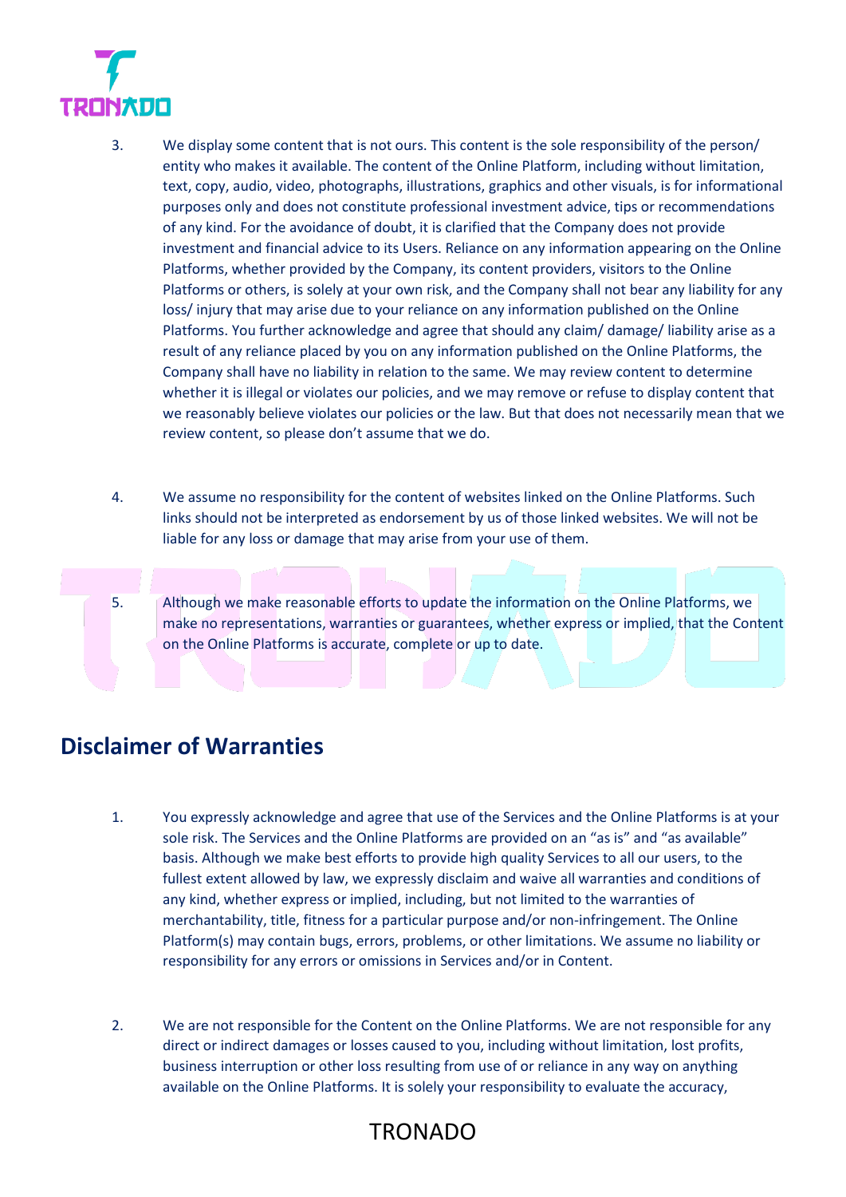3. We display some content that is not ours. This content is the sole responsibility of the person/ entity who makes it available. The content of the Online Platform, including without limitation, text, copy, audio, video, photographs, illustrations, graphics and other visuals, is for informational purposes only and does not constitute professional investment advice, tips or recommendations of any kind. For the avoidance of doubt, it is clarified that the Company does not provide investment and financial advice to its Users. Reliance on any information appearing on the Online Platforms, whether provided by the Company, its content providers, visitors to the Online Platforms or others, is solely at your own risk, and the Company shall not bear any liability for any loss/ injury that may arise due to your reliance on any information published on the Online Platforms. You further acknowledge and agree that should any claim/ damage/ liability arise as a result of any reliance placed by you on any information published on the Online Platforms, the Company shall have no liability in relation to the same. We may review content to determine whether it is illegal or violates our policies, and we may remove or refuse to display content that we reasonably believe violates our policies or the law. But that does not necessarily mean that we review content, so please don't assume that we do.

4. We assume no responsibility for the content of websites linked on the Online Platforms. Such links should not be interpreted as endorsement by us of those linked websites. We will not be liable for any loss or damage that may arise from your use of them.

5. Although we make reasonable efforts to update the information on the Online Platforms, we make no representations, warranties or guarantees, whether express or implied, that the Content on the Online Platforms is accurate, complete or up to date.

## Disclaimer of Warranties

1. You expressly acknowledge and agree that use of the Services and the Online Platforms is at your sole risk. The Services and the Online Platforms are provided on an "as is" and "as available" basis. Although we make best efforts to provide high quality Services to all our users, to the fullest extent allowed by law, we expressly disclaim and waive all warranties and conditions of any kind, whether express or implied, including, but not limited to the warranties of merchantability, title, fitness for a particular purpose and/or non-infringement. The Online Platform(s) may contain bugs, errors, problems, or other limitations. We assume no liability or responsibility for any errors or omissions in Services and/or in Content.

2. We are not responsible for the Content on the Online Platforms. We are not responsible for any direct or indirect damages or losses caused to you, including without limitation, lost profits, business interruption or other loss resulting from use of or reliance in any way on anything available on the Online Platforms. It is solely your responsibility to evaluate the accuracy,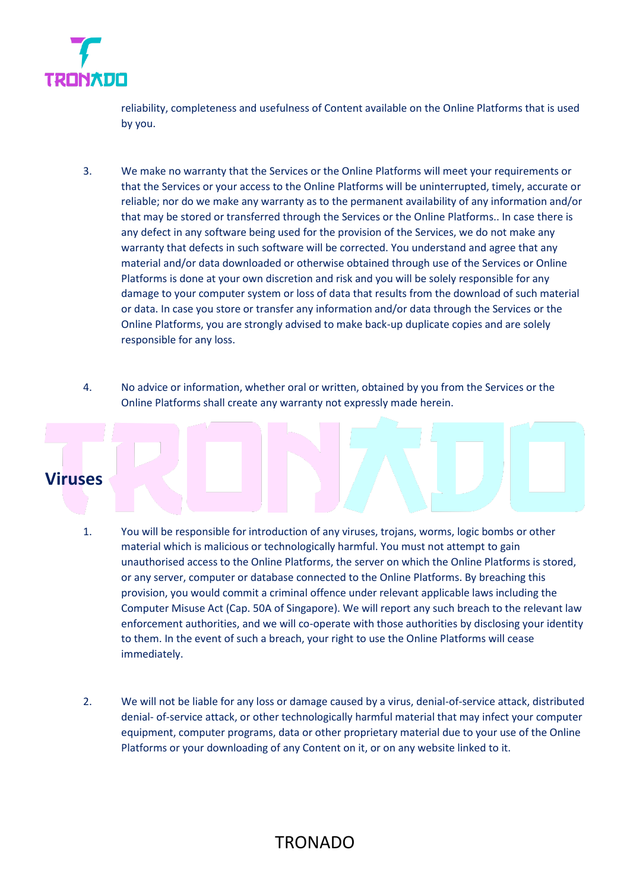reliability, completeness and usefulness of Content available on the Online Platforms that is used by you.

3. We make no warranty that the Services or the Online Platforms will meet your requirements or that the Services or your access to the Online Platforms will be uninterrupted, timely, accurate or reliable; nor do we make any warranty as to the permanent availability of any information and/or that may be stored or transferred through the Services or the Online Platforms.. In case there is any defect in any software being used for the provision of the Services, we do not make any warranty that defects in such software will be corrected. You understand and agree that any material and/or data downloaded or otherwise obtained through use of the Services or Online Platforms is done at your own discretion and risk and you will be solely responsible for any damage to your computer system or loss of data that results from the download of such material or data. In case you store or transfer any information and/or data through the Services or the Online Platforms, you are strongly advised to make back-up duplicate copies and are solely responsible for any loss.

4. No advice or information, whether oral or written, obtained by you from the Services or the Online Platforms shall create any warranty not expressly made herein.

## Viruses

1. You will be responsible for introduction of any viruses, trojans, worms, logic bombs or other material which is malicious or technologically harmful. You must not attempt to gain unauthorised access to the Online Platforms, the server on which the Online Platforms is stored, or any server, computer or database connected to the Online Platforms. By breaching this provision, you would commit a criminal offence under relevant applicable laws including the Computer Misuse Act (Cap. 50A of Singapore). We will report any such breach to the relevant law enforcement authorities, and we will co-operate with those authorities by disclosing your identity to them. In the event of such a breach, your right to use the Online Platforms will cease immediately.

2. We will not be liable for any loss or damage caused by a virus, denial-of-service attack, distributed denial- of-service attack, or other technologically harmful material that may infect your computer equipment, computer programs, data or other proprietary material due to your use of the Online Platforms or your downloading of any Content on it, or on any website linked to it.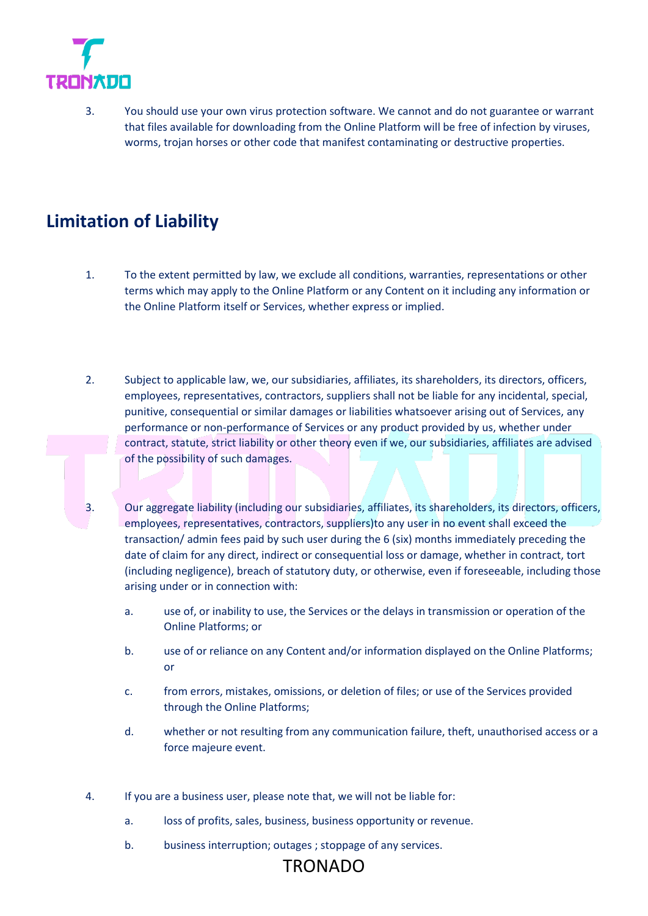3. You should use your own virus protection software. We cannot and do not guarantee or warrant that files available for downloading from the Online Platform will be free of infection by viruses, worms, trojan horses or other code that manifest contaminating or destructive properties.

## Limitation of Liability

1. To the extent permitted by law, we exclude all conditions, warranties, representations or other terms which may apply to the Online Platform or any Content on it including any information or the Online Platform itself or Services, whether express or implied.

2. Subject to applicable law, we, our subsidiaries, affiliates, its shareholders, its directors, officers, employees, representatives, contractors, suppliers shall not be liable for any incidental, special, punitive, consequential or similar damages or liabilities whatsoever arising out of Services, any performance or non-performance of Services or any product provided by us, whether under contract, statute, strict liability or other theory even if we, our subsidiaries, affiliates are advised of the possibility of such damages.

3. Our aggregate liability (including our subsidiaries, affiliates, its shareholders, its directors, officers, employees, representatives, contractors, suppliers)to any user in no event shall exceed the transaction/ admin fees paid by such user during the 6 (six) months immediately preceding the date of claim for any direct, indirect or consequential loss or damage, whether in contract, tort (including negligence), breach of statutory duty, or otherwise, even if foreseeable, including those arising under or in connection with:

   a. use of, or inability to use, the Services or the delays in transmission or operation of the Online Platforms; or

   b. use of or reliance on any Content and/or information displayed on the Online Platforms; or

   c. from errors, mistakes, omissions, or deletion of files; or use of the Services provided through the Online Platforms;

   d. whether or not resulting from any communication failure, theft, unauthorised access or a force majeure event.

4. If you are a business user, please note that, we will not be liable for:

   a. loss of profits, sales, business, business opportunity or revenue.

   b. business interruption; outages ; stoppage of any services.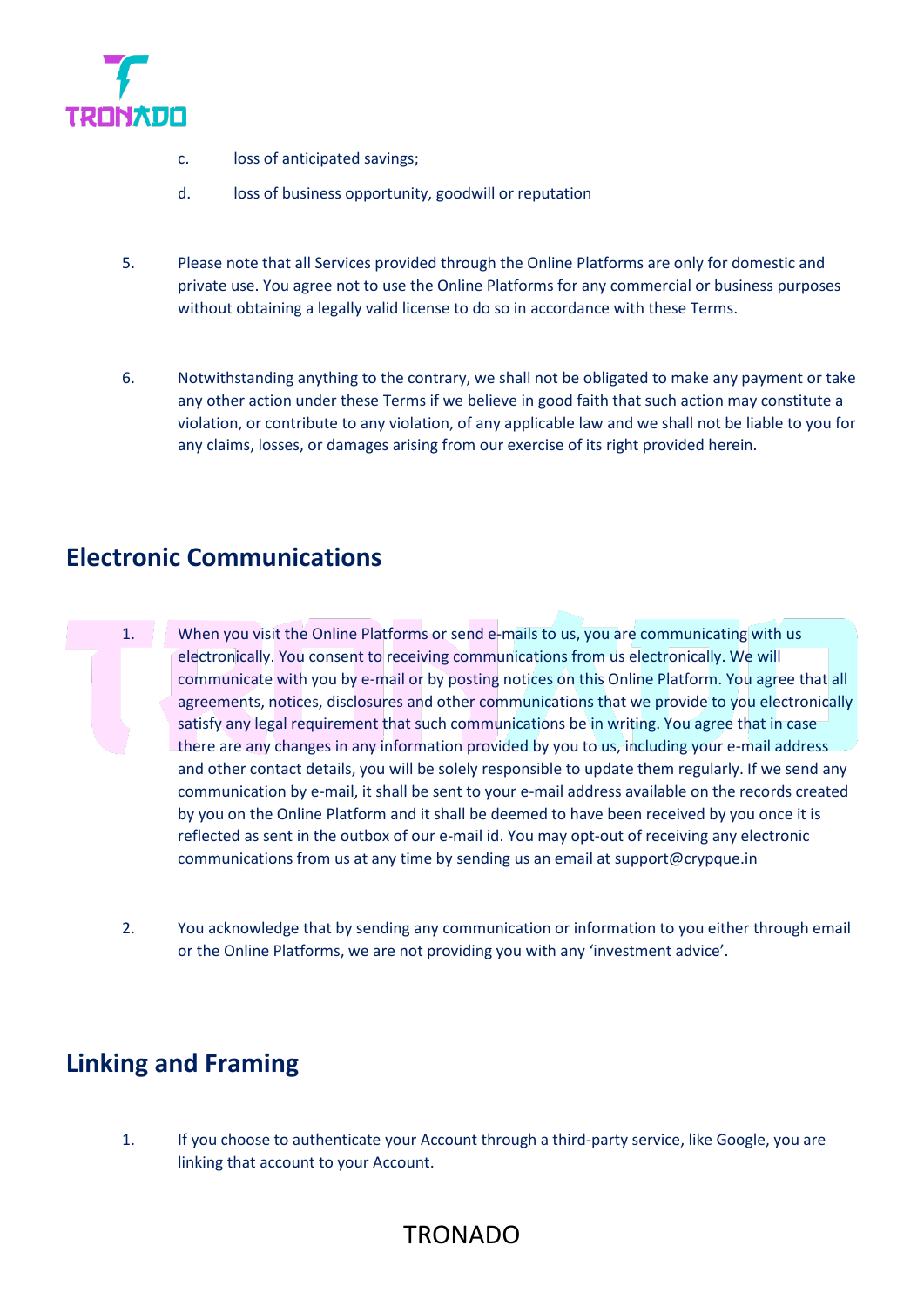c. loss of anticipated savings;

d. loss of business opportunity, goodwill or reputation

5. Please note that all Services provided through the Online Platforms are only for domestic and private use. You agree not to use the Online Platforms for any commercial or business purposes without obtaining a legally valid license to do so in accordance with these Terms.

6. Notwithstanding anything to the contrary, we shall not be obligated to make any payment or take any other action under these Terms if we believe in good faith that such action may constitute a violation, or contribute to any violation, of any applicable law and we shall not be liable to you for any claims, losses, or damages arising from our exercise of its right provided herein.

## Electronic Communications

1. When you visit the Online Platforms or send e-mails to us, you are communicating with us electronically. You consent to receiving communications from us electronically. We will communicate with you by e-mail or by posting notices on this Online Platform. You agree that all agreements, notices, disclosures and other communications that we provide to you electronically satisfy any legal requirement that such communications be in writing. You agree that in case there are any changes in any information provided by you to us, including your e-mail address and other contact details, you will be solely responsible to update them regularly. If we send any communication by e-mail, it shall be sent to your e-mail address available on the records created by you on the Online Platform and it shall be deemed to have been received by you once it is reflected as sent in the outbox of our e-mail id. You may opt-out of receiving any electronic communications from us at any time by sending us an email at support@crypque.in

2. You acknowledge that by sending any communication or information to you either through email or the Online Platforms, we are not providing you with any 'investment advice'.

## Linking and Framing

1. If you choose to authenticate your Account through a third-party service, like Google, you are linking that account to your Account.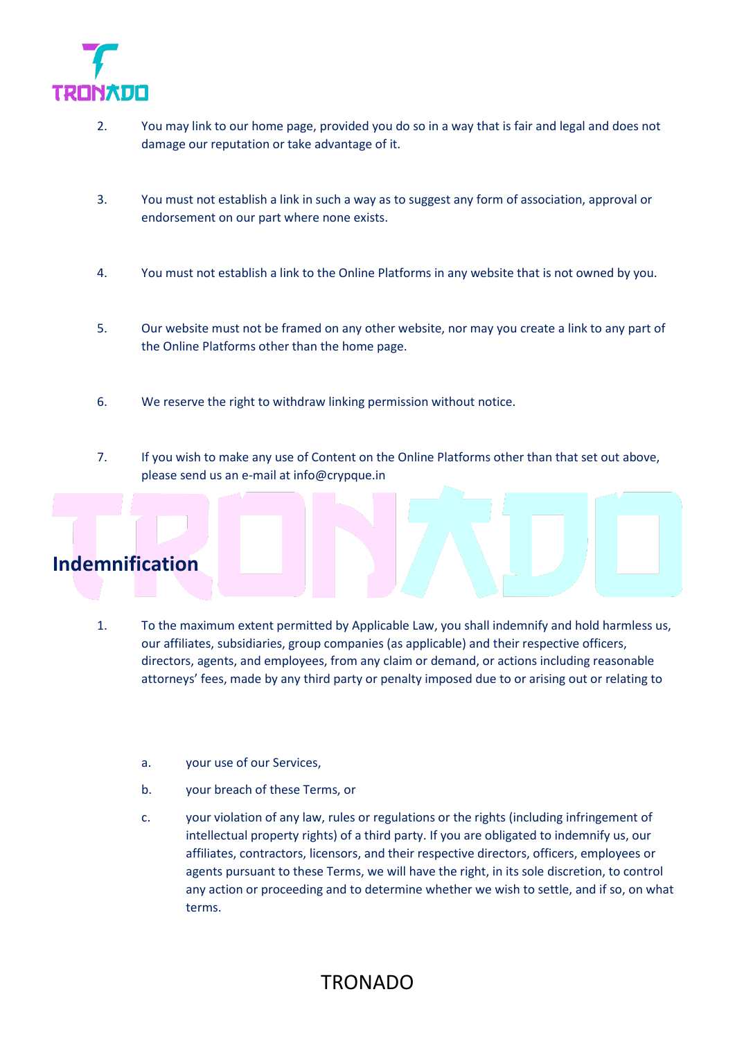2. You may link to our home page, provided you do so in a way that is fair and legal and does not damage our reputation or take advantage of it.

3. You must not establish a link in such a way as to suggest any form of association, approval or endorsement on our part where none exists.

4. You must not establish a link to the Online Platforms in any website that is not owned by you.

5. Our website must not be framed on any other website, nor may you create a link to any part of the Online Platforms other than the home page.

6. We reserve the right to withdraw linking permission without notice.

7. If you wish to make any use of Content on the Online Platforms other than that set out above, please send us an e-mail at info@crypque.in

## Indemnification

1. To the maximum extent permitted by Applicable Law, you shall indemnify and hold harmless us, our affiliates, subsidiaries, group companies (as applicable) and their respective officers, directors, agents, and employees, from any claim or demand, or actions including reasonable attorneys' fees, made by any third party or penalty imposed due to or arising out or relating to

   a. your use of our Services,

   b. your breach of these Terms, or

   c. your violation of any law, rules or regulations or the rights (including infringement of intellectual property rights) of a third party. If you are obligated to indemnify us, our affiliates, contractors, licensors, and their respective directors, officers, employees or agents pursuant to these Terms, we will have the right, in its sole discretion, to control any action or proceeding and to determine whether we wish to settle, and if so, on what terms.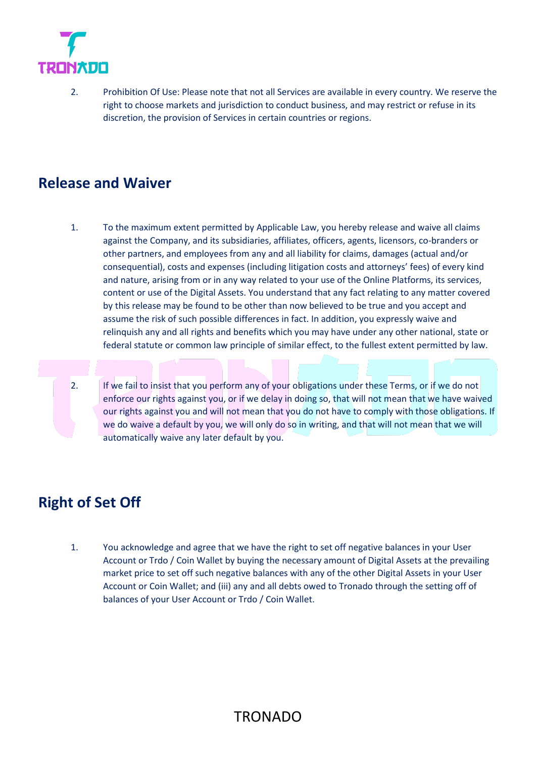2. Prohibition Of Use: Please note that not all Services are available in every country. We reserve the right to choose markets and jurisdiction to conduct business, and may restrict or refuse in its discretion, the provision of Services in certain countries or regions.

## Release and Waiver

1. To the maximum extent permitted by Applicable Law, you hereby release and waive all claims against the Company, and its subsidiaries, affiliates, officers, agents, licensors, co-branders or other partners, and employees from any and all liability for claims, damages (actual and/or consequential), costs and expenses (including litigation costs and attorneys' fees) of every kind and nature, arising from or in any way related to your use of the Online Platforms, its services, content or use of the Digital Assets. You understand that any fact relating to any matter covered by this release may be found to be other than now believed to be true and you accept and assume the risk of such possible differences in fact. In addition, you expressly waive and relinquish any and all rights and benefits which you may have under any other national, state or federal statute or common law principle of similar effect, to the fullest extent permitted by law.

2. If we fail to insist that you perform any of your obligations under these Terms, or if we do not enforce our rights against you, or if we delay in doing so, that will not mean that we have waived our rights against you and will not mean that you do not have to comply with those obligations. If we do waive a default by you, we will only do so in writing, and that will not mean that we will automatically waive any later default by you.

## Right of Set Off

1. You acknowledge and agree that we have the right to set off negative balances in your User Account or Trdo / Coin Wallet by buying the necessary amount of Digital Assets at the prevailing market price to set off such negative balances with any of the other Digital Assets in your User Account or Coin Wallet; and (iii) any and all debts owed to Tronado through the setting off of balances of your User Account or Trdo / Coin Wallet.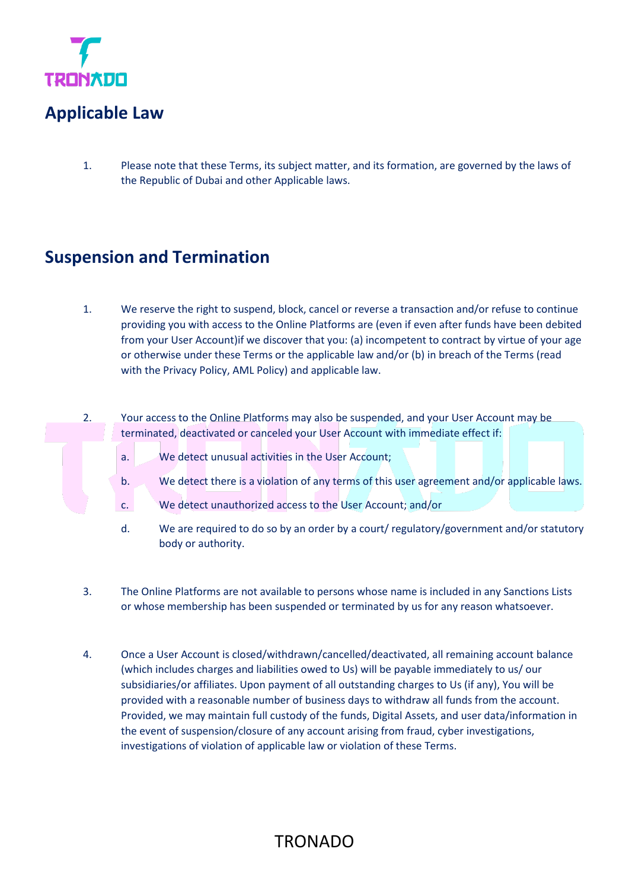## Applicable Law

1. Please note that these Terms, its subject matter, and its formation, are governed by the laws of the Republic of Dubai and other Applicable laws.

## Suspension and Termination

1. We reserve the right to suspend, block, cancel or reverse a transaction and/or refuse to continue providing you with access to the Online Platforms are (even if even after funds have been debited from your User Account)if we discover that you: (a) incompetent to contract by virtue of your age or otherwise under these Terms or the applicable law and/or (b) in breach of the Terms (read with the Privacy Policy, AML Policy) and applicable law.

2. Your access to the Online Platforms may also be suspended, and your User Account may be terminated, deactivated or canceled your User Account with immediate effect if:

   a. We detect unusual activities in the User Account;

   b. We detect there is a violation of any terms of this user agreement and/or applicable laws.

   c. We detect unauthorized access to the User Account; and/or

   d. We are required to do so by an order by a court/ regulatory/government and/or statutory body or authority.

3. The Online Platforms are not available to persons whose name is included in any Sanctions Lists or whose membership has been suspended or terminated by us for any reason whatsoever.

4. Once a User Account is closed/withdrawn/cancelled/deactivated, all remaining account balance (which includes charges and liabilities owed to Us) will be payable immediately to us/ our subsidiaries/or affiliates. Upon payment of all outstanding charges to Us (if any), You will be provided with a reasonable number of business days to withdraw all funds from the account. Provided, we may maintain full custody of the funds, Digital Assets, and user data/information in the event of suspension/closure of any account arising from fraud, cyber investigations, investigations of violation of applicable law or violation of these Terms.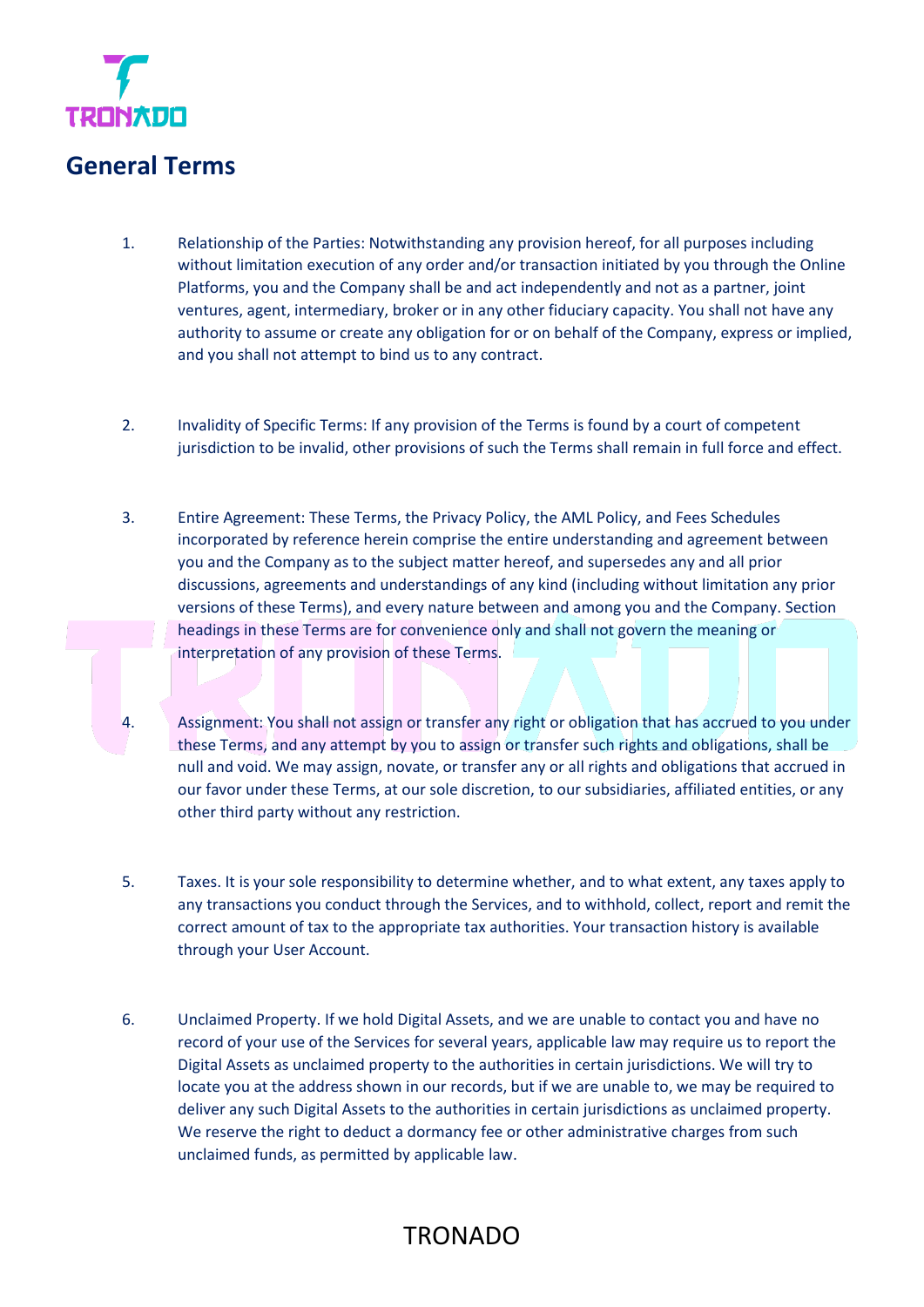## General Terms

1. Relationship of the Parties: Notwithstanding any provision hereof, for all purposes including without limitation execution of any order and/or transaction initiated by you through the Online Platforms, you and the Company shall be and act independently and not as a partner, joint ventures, agent, intermediary, broker or in any other fiduciary capacity. You shall not have any authority to assume or create any obligation for or on behalf of the Company, express or implied, and you shall not attempt to bind us to any contract.

2. Invalidity of Specific Terms: If any provision of the Terms is found by a court of competent jurisdiction to be invalid, other provisions of such the Terms shall remain in full force and effect.

3. Entire Agreement: These Terms, the Privacy Policy, the AML Policy, and Fees Schedules incorporated by reference herein comprise the entire understanding and agreement between you and the Company as to the subject matter hereof, and supersedes any and all prior discussions, agreements and understandings of any kind (including without limitation any prior versions of these Terms), and every nature between and among you and the Company. Section headings in these Terms are for convenience only and shall not govern the meaning or interpretation of any provision of these Terms.

4. Assignment: You shall not assign or transfer any right or obligation that has accrued to you under these Terms, and any attempt by you to assign or transfer such rights and obligations, shall be null and void. We may assign, novate, or transfer any or all rights and obligations that accrued in our favor under these Terms, at our sole discretion, to our subsidiaries, affiliated entities, or any other third party without any restriction.

5. Taxes. It is your sole responsibility to determine whether, and to what extent, any taxes apply to any transactions you conduct through the Services, and to withhold, collect, report and remit the correct amount of tax to the appropriate tax authorities. Your transaction history is available through your User Account.

6. Unclaimed Property. If we hold Digital Assets, and we are unable to contact you and have no record of your use of the Services for several years, applicable law may require us to report the Digital Assets as unclaimed property to the authorities in certain jurisdictions. We will try to locate you at the address shown in our records, but if we are unable to, we may be required to deliver any such Digital Assets to the authorities in certain jurisdictions as unclaimed property. We reserve the right to deduct a dormancy fee or other administrative charges from such unclaimed funds, as permitted by applicable law.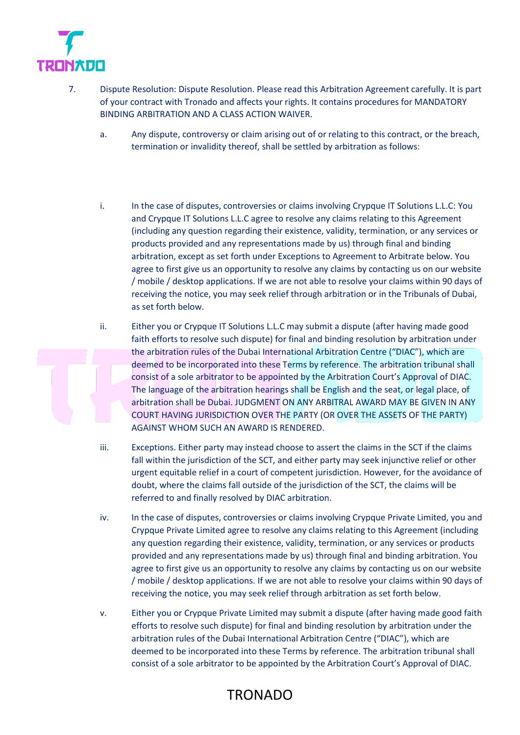7. Dispute Resolution: Dispute Resolution. Please read this Arbitration Agreement carefully. It is part of your contract with Tronado and affects your rights. It contains procedures for MANDATORY BINDING ARBITRATION AND A CLASS ACTION WAIVER.

   a. Any dispute, controversy or claim arising out of or relating to this contract, or the breach, termination or invalidity thereof, shall be settled by arbitration as follows:

      i. In the case of disputes, controversies or claims involving Crypque IT Solutions L.L.C: You and Crypque IT Solutions L.L.C agree to resolve any claims relating to this Agreement (including any question regarding their existence, validity, termination, or any services or products provided and any representations made by us) through final and binding arbitration, except as set forth under Exceptions to Agreement to Arbitrate below. You agree to first give us an opportunity to resolve any claims by contacting us on our website / mobile / desktop applications. If we are not able to resolve your claims within 90 days of receiving the notice, you may seek relief through arbitration or in the Tribunals of Dubai, as set forth below.

      ii. Either you or Crypque IT Solutions L.L.C may submit a dispute (after having made good faith efforts to resolve such dispute) for final and binding resolution by arbitration under the arbitration rules of the Dubai International Arbitration Centre ("DIAC"), which are deemed to be incorporated into these Terms by reference. The arbitration tribunal shall consist of a sole arbitrator to be appointed by the Arbitration Court's Approval of DIAC. The language of the arbitration hearings shall be English and the seat, or legal place, of arbitration shall be Dubai. JUDGMENT ON ANY ARBITRAL AWARD MAY BE GIVEN IN ANY COURT HAVING JURISDICTION OVER THE PARTY (OR OVER THE ASSETS OF THE PARTY) AGAINST WHOM SUCH AN AWARD IS RENDERED.

      iii. Exceptions. Either party may instead choose to assert the claims in the SCT if the claims fall within the jurisdiction of the SCT, and either party may seek injunctive relief or other urgent equitable relief in a court of competent jurisdiction. However, for the avoidance of doubt, where the claims fall outside of the jurisdiction of the SCT, the claims will be referred to and finally resolved by DIAC arbitration.

      iv. In the case of disputes, controversies or claims involving Crypque Private Limited, you and Crypque Private Limited agree to resolve any claims relating to this Agreement (including any question regarding their existence, validity, termination, or any services or products provided and any representations made by us) through final and binding arbitration. You agree to first give us an opportunity to resolve any claims by contacting us on our website / mobile / desktop applications. If we are not able to resolve your claims within 90 days of receiving the notice, you may seek relief through arbitration as set forth below.

      v. Either you or Crypque Private Limited may submit a dispute (after having made good faith efforts to resolve such dispute) for final and binding resolution by arbitration under the arbitration rules of the Dubai International Arbitration Centre ("DIAC"), which are deemed to be incorporated into these Terms by reference. The arbitration tribunal shall consist of a sole arbitrator to be appointed by the Arbitration Court's Approval of DIAC.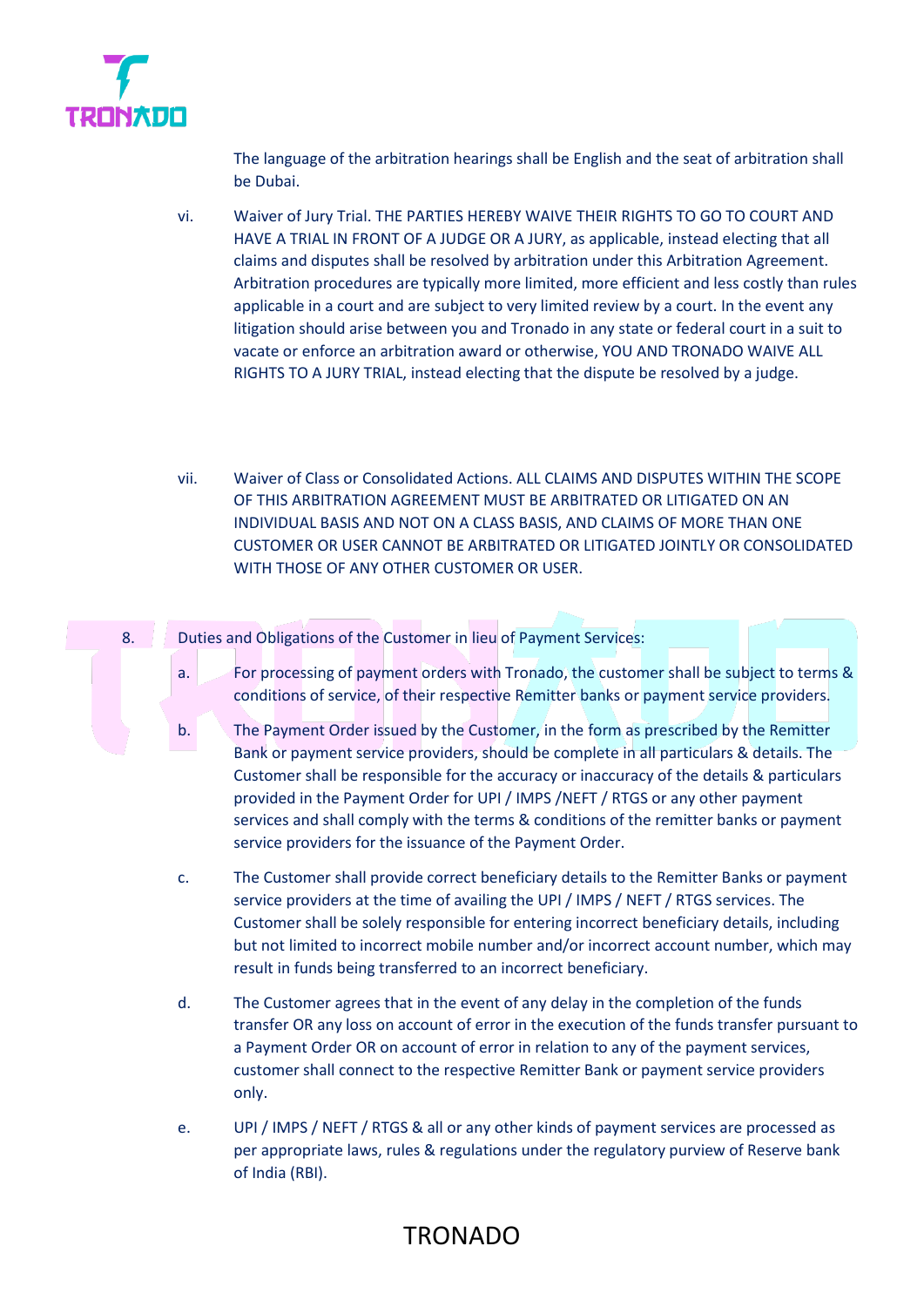The language of the arbitration hearings shall be English and the seat of arbitration shall be Dubai.

vi. Waiver of Jury Trial. THE PARTIES HEREBY WAIVE THEIR RIGHTS TO GO TO COURT AND HAVE A TRIAL IN FRONT OF A JUDGE OR A JURY, as applicable, instead electing that all claims and disputes shall be resolved by arbitration under this Arbitration Agreement. Arbitration procedures are typically more limited, more efficient and less costly than rules applicable in a court and are subject to very limited review by a court. In the event any litigation should arise between you and Tronado in any state or federal court in a suit to vacate or enforce an arbitration award or otherwise, YOU AND TRONADO WAIVE ALL RIGHTS TO A JURY TRIAL, instead electing that the dispute be resolved by a judge.

vii. Waiver of Class or Consolidated Actions. ALL CLAIMS AND DISPUTES WITHIN THE SCOPE OF THIS ARBITRATION AGREEMENT MUST BE ARBITRATED OR LITIGATED ON AN INDIVIDUAL BASIS AND NOT ON A CLASS BASIS, AND CLAIMS OF MORE THAN ONE CUSTOMER OR USER CANNOT BE ARBITRATED OR LITIGATED JOINTLY OR CONSOLIDATED WITH THOSE OF ANY OTHER CUSTOMER OR USER.

8. Duties and Obligations of the Customer in lieu of Payment Services:

a. For processing of payment orders with Tronado, the customer shall be subject to terms & conditions of service, of their respective Remitter banks or payment service providers.

b. The Payment Order issued by the Customer, in the form as prescribed by the Remitter Bank or payment service providers, should be complete in all particulars & details. The Customer shall be responsible for the accuracy or inaccuracy of the details & particulars provided in the Payment Order for UPI / IMPS /NEFT / RTGS or any other payment services and shall comply with the terms & conditions of the remitter banks or payment service providers for the issuance of the Payment Order.

c. The Customer shall provide correct beneficiary details to the Remitter Banks or payment service providers at the time of availing the UPI / IMPS / NEFT / RTGS services. The Customer shall be solely responsible for entering incorrect beneficiary details, including but not limited to incorrect mobile number and/or incorrect account number, which may result in funds being transferred to an incorrect beneficiary.

d. The Customer agrees that in the event of any delay in the completion of the funds transfer OR any loss on account of error in the execution of the funds transfer pursuant to a Payment Order OR on account of error in relation to any of the payment services, customer shall connect to the respective Remitter Bank or payment service providers only.

e. UPI / IMPS / NEFT / RTGS & all or any other kinds of payment services are processed as per appropriate laws, rules & regulations under the regulatory purview of Reserve bank of India (RBI).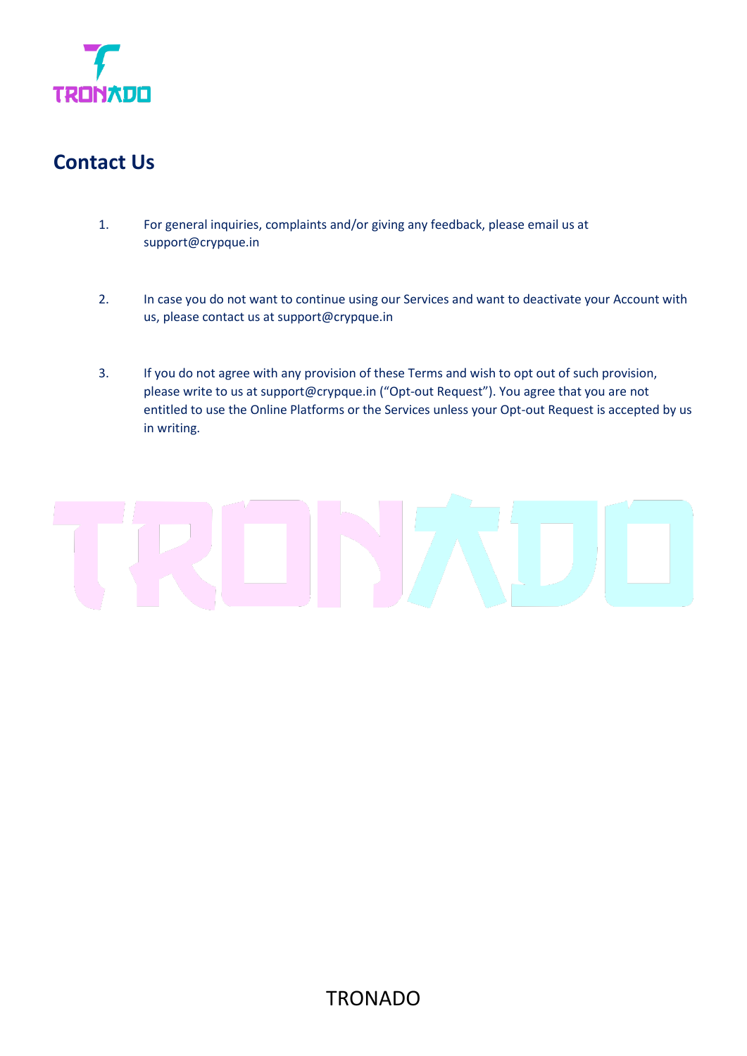## Contact Us

1. For general inquiries, complaints and/or giving any feedback, please email us at support@crypque.in

2. In case you do not want to continue using our Services and want to deactivate your Account with us, please contact us at support@crypque.in

3. If you do not agree with any provision of these Terms and wish to opt out of such provision, please write to us at support@crypque.in ("Opt-out Request"). You agree that you are not entitled to use the Online Platforms or the Services unless your Opt-out Request is accepted by us in writing.